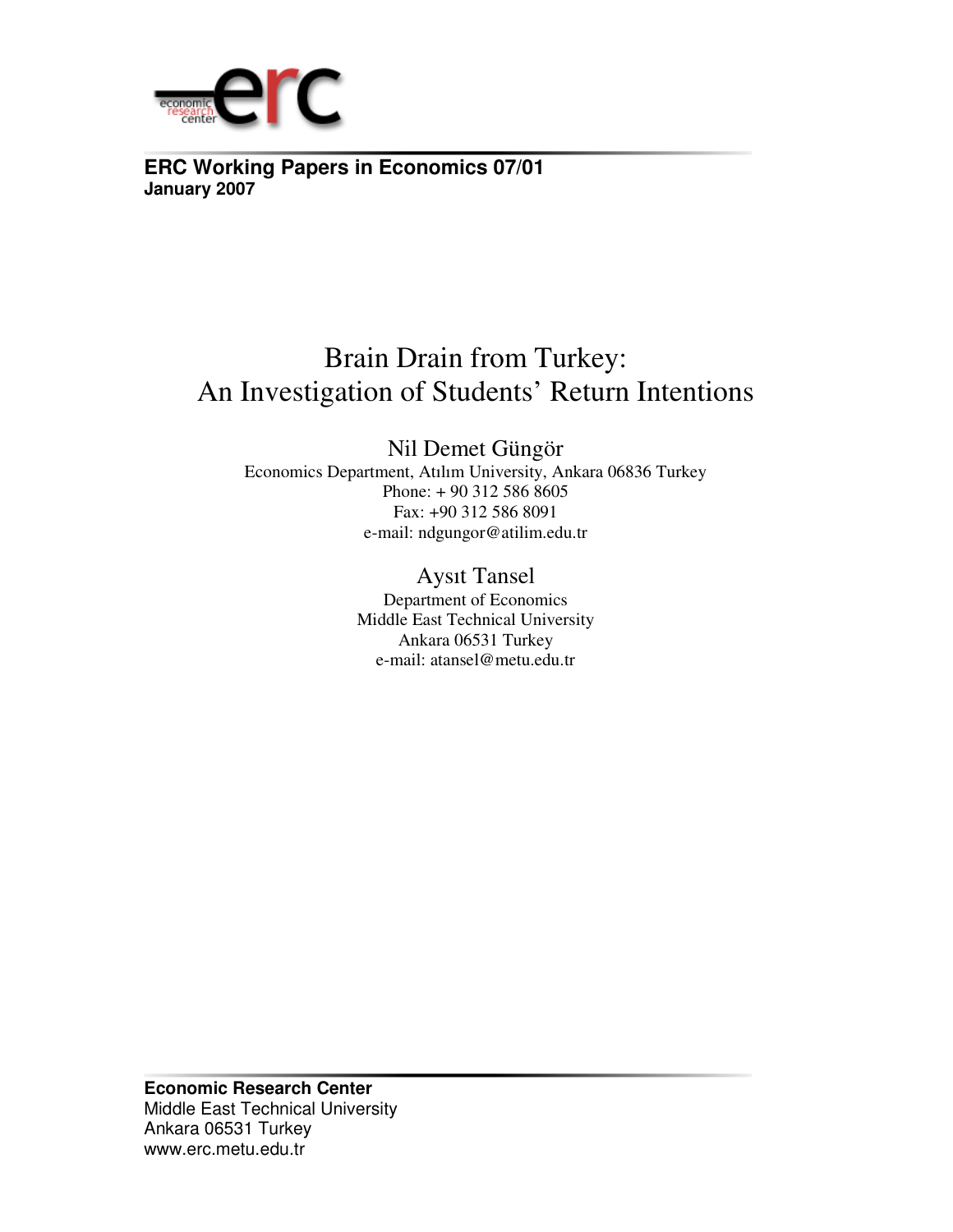**ERC Working Papers in Economics 07/01**
**January 2007**

# Brain Drain from Turkey: An Investigation of Students' Return Intentions

Nil Demet Güngör
Economics Department, Atılım University, Ankara 06836 Turkey
Phone: + 90 312 586 8605
Fax: +90 312 586 8091
e-mail: ndgungor@atilim.edu.tr

Aysıt Tansel
Department of Economics
Middle East Technical University
Ankara 06531 Turkey
e-mail: atansel@metu.edu.tr

**Economic Research Center**
Middle East Technical University
Ankara 06531 Turkey
www.erc.metu.edu.tr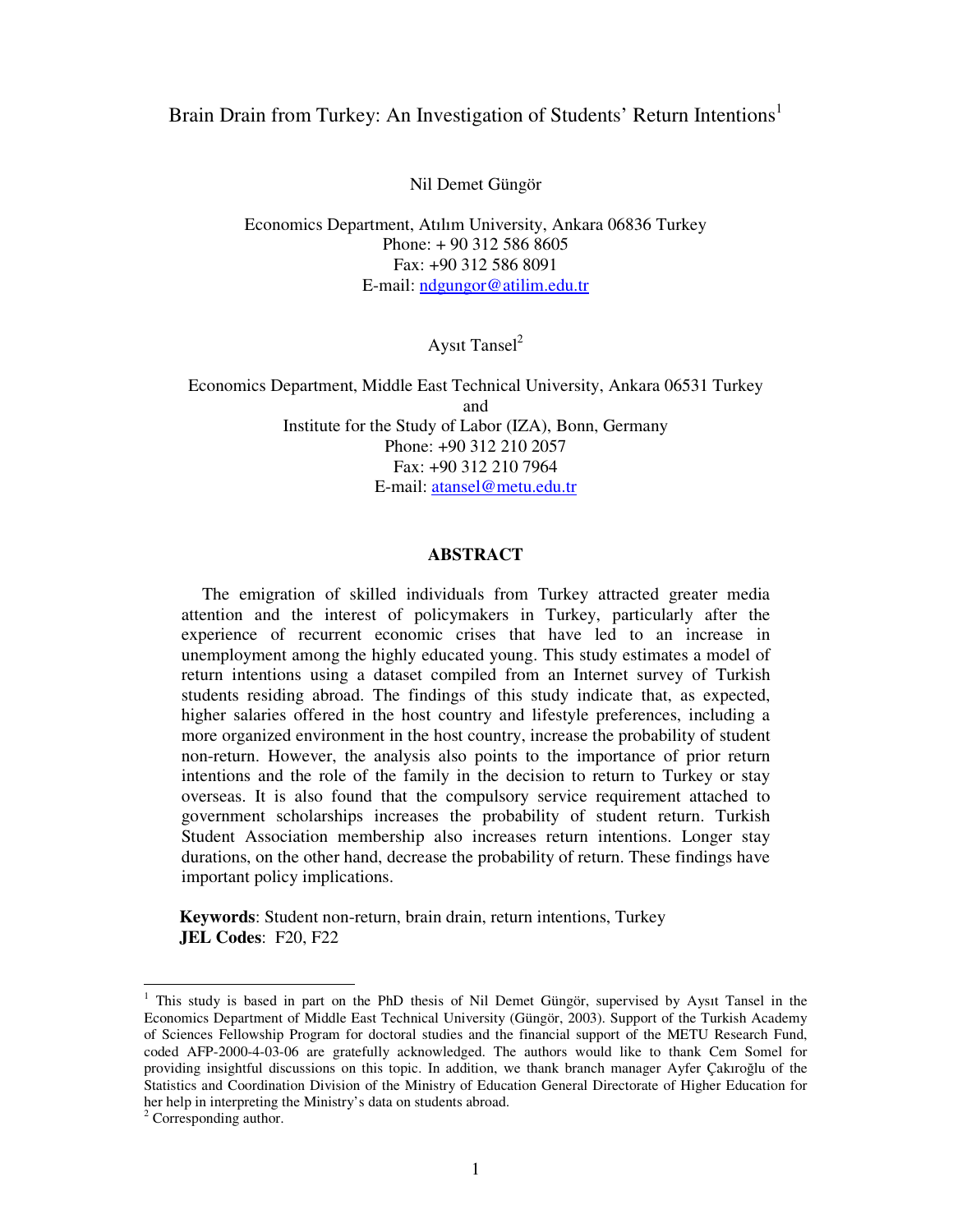# Brain Drain from Turkey: An Investigation of Students' Return Intentions[1]

Nil Demet Güngör

Economics Department, Atılım University, Ankara 06836 Turkey
Phone: + 90 312 586 8605
Fax: +90 312 586 8091
E-mail: ndgungor@atilim.edu.tr

Aysıt Tansel[2]

Economics Department, Middle East Technical University, Ankara 06531 Turkey
and
Institute for the Study of Labor (IZA), Bonn, Germany
Phone: +90 312 210 2057
Fax: +90 312 210 7964
E-mail: atansel@metu.edu.tr

## ABSTRACT

The emigration of skilled individuals from Turkey attracted greater media attention and the interest of policymakers in Turkey, particularly after the experience of recurrent economic crises that have led to an increase in unemployment among the highly educated young. This study estimates a model of return intentions using a dataset compiled from an Internet survey of Turkish students residing abroad. The findings of this study indicate that, as expected, higher salaries offered in the host country and lifestyle preferences, including a more organized environment in the host country, increase the probability of student non-return. However, the analysis also points to the importance of prior return intentions and the role of the family in the decision to return to Turkey or stay overseas. It is also found that the compulsory service requirement attached to government scholarships increases the probability of student return. Turkish Student Association membership also increases return intentions. Longer stay durations, on the other hand, decrease the probability of return. These findings have important policy implications.

**Keywords**: Student non-return, brain drain, return intentions, Turkey
**JEL Codes**: F20, F22

---

[1] This study is based in part on the PhD thesis of Nil Demet Güngör, supervised by Aysıt Tansel in the Economics Department of Middle East Technical University (Güngör, 2003). Support of the Turkish Academy of Sciences Fellowship Program for doctoral studies and the financial support of the METU Research Fund, coded AFP-2000-4-03-06 are gratefully acknowledged. The authors would like to thank Cem Somel for providing insightful discussions on this topic. In addition, we thank branch manager Ayfer Çakıroğlu of the Statistics and Coordination Division of the Ministry of Education General Directorate of Higher Education for her help in interpreting the Ministry's data on students abroad.

[2] Corresponding author.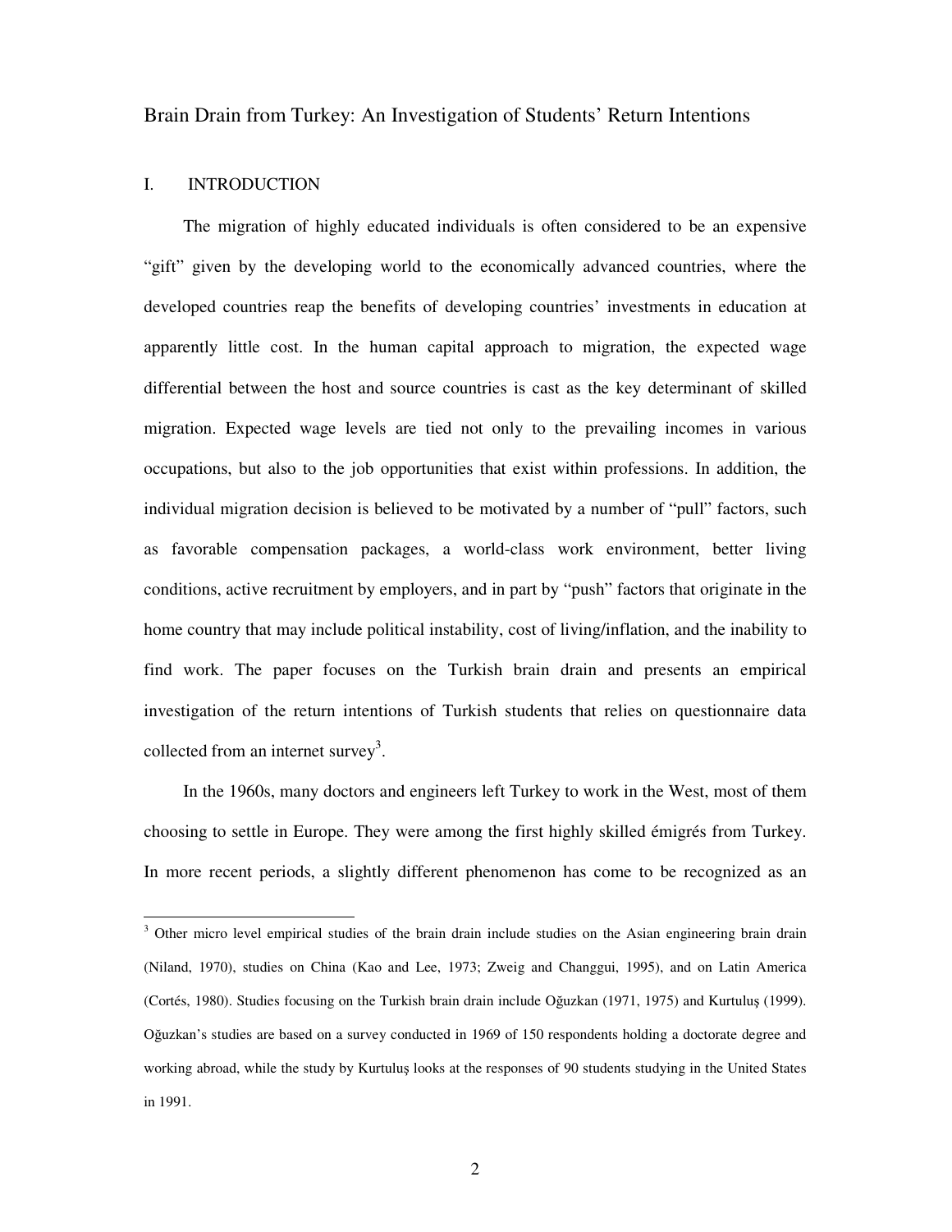# Brain Drain from Turkey: An Investigation of Students' Return Intentions

## I. INTRODUCTION

The migration of highly educated individuals is often considered to be an expensive "gift" given by the developing world to the economically advanced countries, where the developed countries reap the benefits of developing countries' investments in education at apparently little cost. In the human capital approach to migration, the expected wage differential between the host and source countries is cast as the key determinant of skilled migration. Expected wage levels are tied not only to the prevailing incomes in various occupations, but also to the job opportunities that exist within professions. In addition, the individual migration decision is believed to be motivated by a number of "pull" factors, such as favorable compensation packages, a world-class work environment, better living conditions, active recruitment by employers, and in part by "push" factors that originate in the home country that may include political instability, cost of living/inflation, and the inability to find work. The paper focuses on the Turkish brain drain and presents an empirical investigation of the return intentions of Turkish students that relies on questionnaire data collected from an internet survey[3].

In the 1960s, many doctors and engineers left Turkey to work in the West, most of them choosing to settle in Europe. They were among the first highly skilled émigrés from Turkey. In more recent periods, a slightly different phenomenon has come to be recognized as an

---

[3] Other micro level empirical studies of the brain drain include studies on the Asian engineering brain drain (Niland, 1970), studies on China (Kao and Lee, 1973; Zweig and Changgui, 1995), and on Latin America (Cortés, 1980). Studies focusing on the Turkish brain drain include Oğuzkan (1971, 1975) and Kurtuluş (1999). Oğuzkan's studies are based on a survey conducted in 1969 of 150 respondents holding a doctorate degree and working abroad, while the study by Kurtuluş looks at the responses of 90 students studying in the United States in 1991.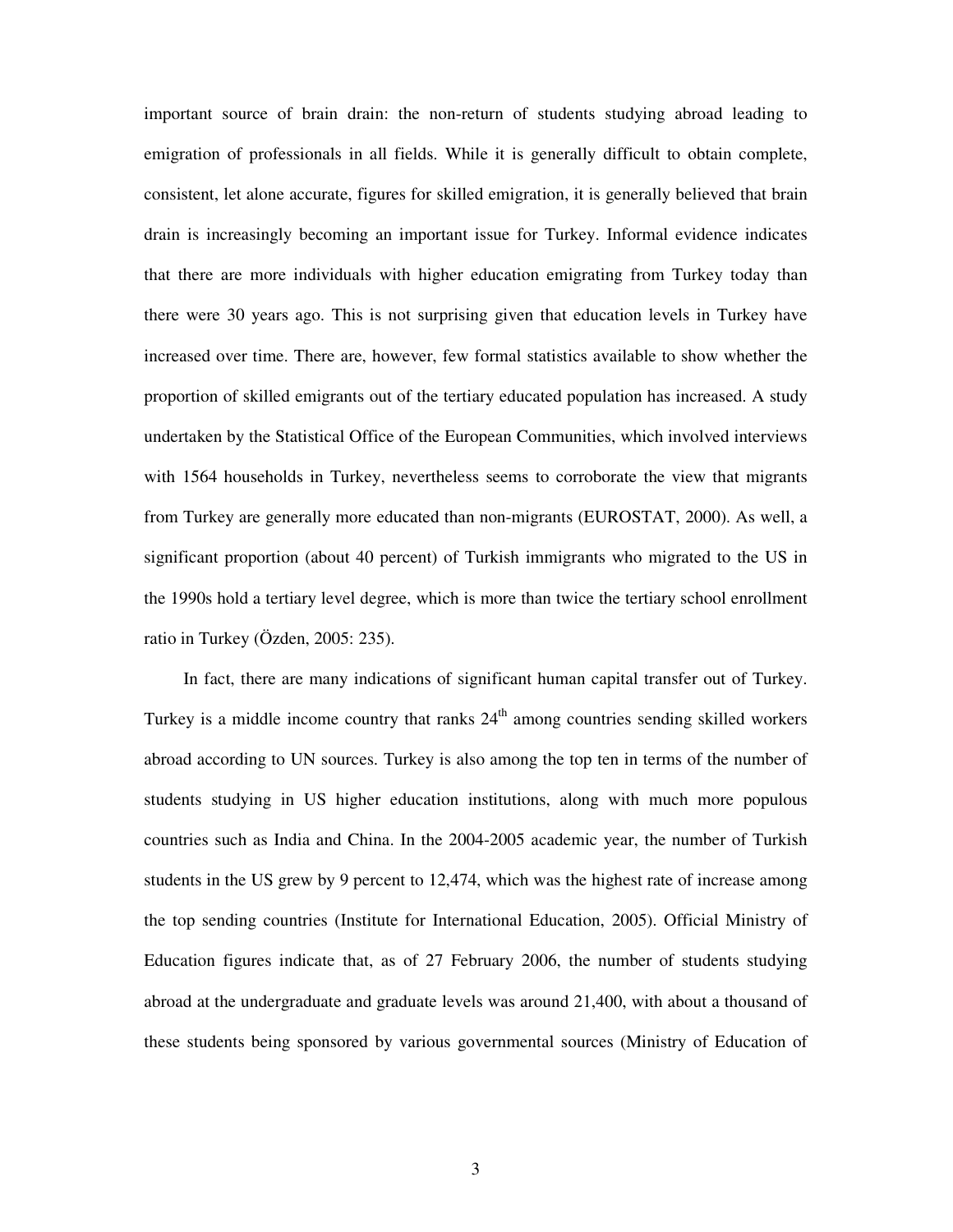important source of brain drain: the non-return of students studying abroad leading to emigration of professionals in all fields. While it is generally difficult to obtain complete, consistent, let alone accurate, figures for skilled emigration, it is generally believed that brain drain is increasingly becoming an important issue for Turkey. Informal evidence indicates that there are more individuals with higher education emigrating from Turkey today than there were 30 years ago. This is not surprising given that education levels in Turkey have increased over time. There are, however, few formal statistics available to show whether the proportion of skilled emigrants out of the tertiary educated population has increased. A study undertaken by the Statistical Office of the European Communities, which involved interviews with 1564 households in Turkey, nevertheless seems to corroborate the view that migrants from Turkey are generally more educated than non-migrants (EUROSTAT, 2000). As well, a significant proportion (about 40 percent) of Turkish immigrants who migrated to the US in the 1990s hold a tertiary level degree, which is more than twice the tertiary school enrollment ratio in Turkey (Özden, 2005: 235).

In fact, there are many indications of significant human capital transfer out of Turkey. Turkey is a middle income country that ranks 24th among countries sending skilled workers abroad according to UN sources. Turkey is also among the top ten in terms of the number of students studying in US higher education institutions, along with much more populous countries such as India and China. In the 2004-2005 academic year, the number of Turkish students in the US grew by 9 percent to 12,474, which was the highest rate of increase among the top sending countries (Institute for International Education, 2005). Official Ministry of Education figures indicate that, as of 27 February 2006, the number of students studying abroad at the undergraduate and graduate levels was around 21,400, with about a thousand of these students being sponsored by various governmental sources (Ministry of Education of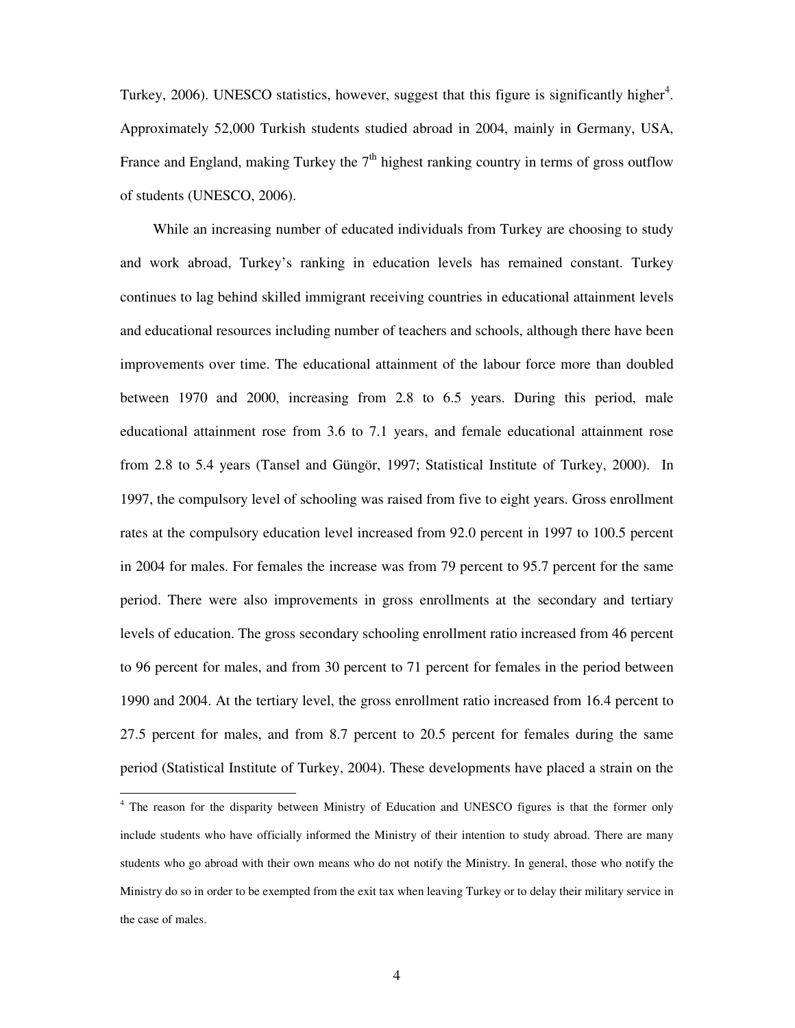Turkey, 2006). UNESCO statistics, however, suggest that this figure is significantly higher[4]. Approximately 52,000 Turkish students studied abroad in 2004, mainly in Germany, USA, France and England, making Turkey the 7th highest ranking country in terms of gross outflow of students (UNESCO, 2006).

While an increasing number of educated individuals from Turkey are choosing to study and work abroad, Turkey's ranking in education levels has remained constant. Turkey continues to lag behind skilled immigrant receiving countries in educational attainment levels and educational resources including number of teachers and schools, although there have been improvements over time. The educational attainment of the labour force more than doubled between 1970 and 2000, increasing from 2.8 to 6.5 years. During this period, male educational attainment rose from 3.6 to 7.1 years, and female educational attainment rose from 2.8 to 5.4 years (Tansel and Güngör, 1997; Statistical Institute of Turkey, 2000). In 1997, the compulsory level of schooling was raised from five to eight years. Gross enrollment rates at the compulsory education level increased from 92.0 percent in 1997 to 100.5 percent in 2004 for males. For females the increase was from 79 percent to 95.7 percent for the same period. There were also improvements in gross enrollments at the secondary and tertiary levels of education. The gross secondary schooling enrollment ratio increased from 46 percent to 96 percent for males, and from 30 percent to 71 percent for females in the period between 1990 and 2004. At the tertiary level, the gross enrollment ratio increased from 16.4 percent to 27.5 percent for males, and from 8.7 percent to 20.5 percent for females during the same period (Statistical Institute of Turkey, 2004). These developments have placed a strain on the

[4] The reason for the disparity between Ministry of Education and UNESCO figures is that the former only include students who have officially informed the Ministry of their intention to study abroad. There are many students who go abroad with their own means who do not notify the Ministry. In general, those who notify the Ministry do so in order to be exempted from the exit tax when leaving Turkey or to delay their military service in the case of males.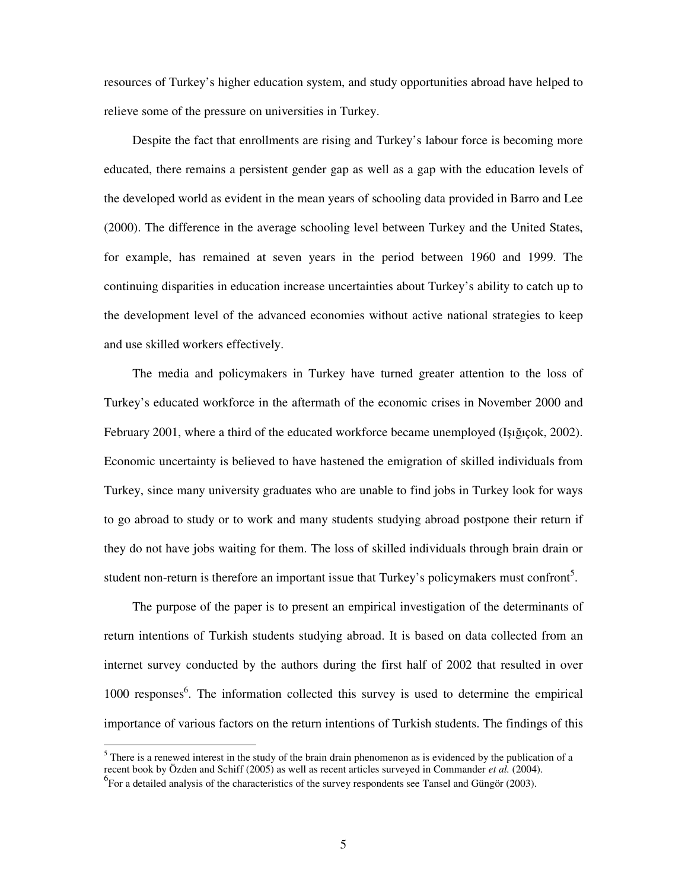resources of Turkey's higher education system, and study opportunities abroad have helped to relieve some of the pressure on universities in Turkey.

Despite the fact that enrollments are rising and Turkey's labour force is becoming more educated, there remains a persistent gender gap as well as a gap with the education levels of the developed world as evident in the mean years of schooling data provided in Barro and Lee (2000). The difference in the average schooling level between Turkey and the United States, for example, has remained at seven years in the period between 1960 and 1999. The continuing disparities in education increase uncertainties about Turkey's ability to catch up to the development level of the advanced economies without active national strategies to keep and use skilled workers effectively.

The media and policymakers in Turkey have turned greater attention to the loss of Turkey's educated workforce in the aftermath of the economic crises in November 2000 and February 2001, where a third of the educated workforce became unemployed (Işığıçok, 2002). Economic uncertainty is believed to have hastened the emigration of skilled individuals from Turkey, since many university graduates who are unable to find jobs in Turkey look for ways to go abroad to study or to work and many students studying abroad postpone their return if they do not have jobs waiting for them. The loss of skilled individuals through brain drain or student non-return is therefore an important issue that Turkey's policymakers must confront[5].

The purpose of the paper is to present an empirical investigation of the determinants of return intentions of Turkish students studying abroad. It is based on data collected from an internet survey conducted by the authors during the first half of 2002 that resulted in over 1000 responses[6]. The information collected this survey is used to determine the empirical importance of various factors on the return intentions of Turkish students. The findings of this

---

[5] There is a renewed interest in the study of the brain drain phenomenon as is evidenced by the publication of a recent book by Özden and Schiff (2005) as well as recent articles surveyed in Commander *et al.* (2004).

[6] For a detailed analysis of the characteristics of the survey respondents see Tansel and Güngör (2003).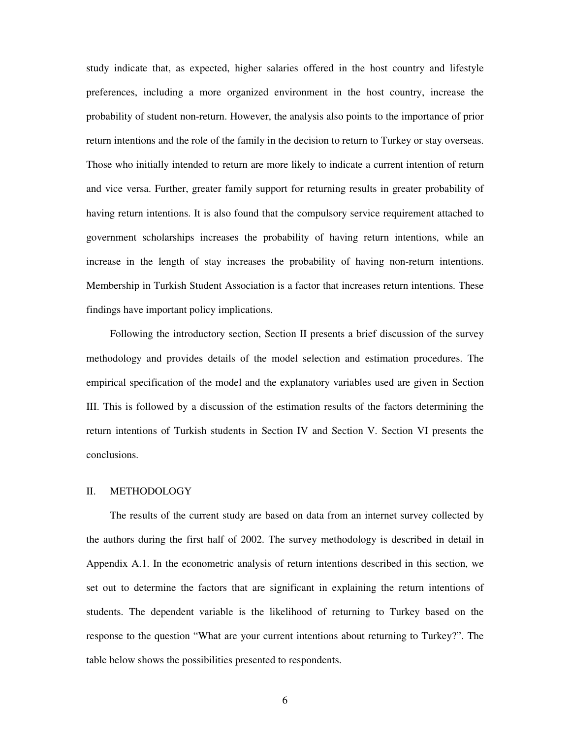study indicate that, as expected, higher salaries offered in the host country and lifestyle preferences, including a more organized environment in the host country, increase the probability of student non-return. However, the analysis also points to the importance of prior return intentions and the role of the family in the decision to return to Turkey or stay overseas. Those who initially intended to return are more likely to indicate a current intention of return and vice versa. Further, greater family support for returning results in greater probability of having return intentions. It is also found that the compulsory service requirement attached to government scholarships increases the probability of having return intentions, while an increase in the length of stay increases the probability of having non-return intentions. Membership in Turkish Student Association is a factor that increases return intentions. These findings have important policy implications.

Following the introductory section, Section II presents a brief discussion of the survey methodology and provides details of the model selection and estimation procedures. The empirical specification of the model and the explanatory variables used are given in Section III. This is followed by a discussion of the estimation results of the factors determining the return intentions of Turkish students in Section IV and Section V. Section VI presents the conclusions.

## II. METHODOLOGY

The results of the current study are based on data from an internet survey collected by the authors during the first half of 2002. The survey methodology is described in detail in Appendix A.1. In the econometric analysis of return intentions described in this section, we set out to determine the factors that are significant in explaining the return intentions of students. The dependent variable is the likelihood of returning to Turkey based on the response to the question "What are your current intentions about returning to Turkey?". The table below shows the possibilities presented to respondents.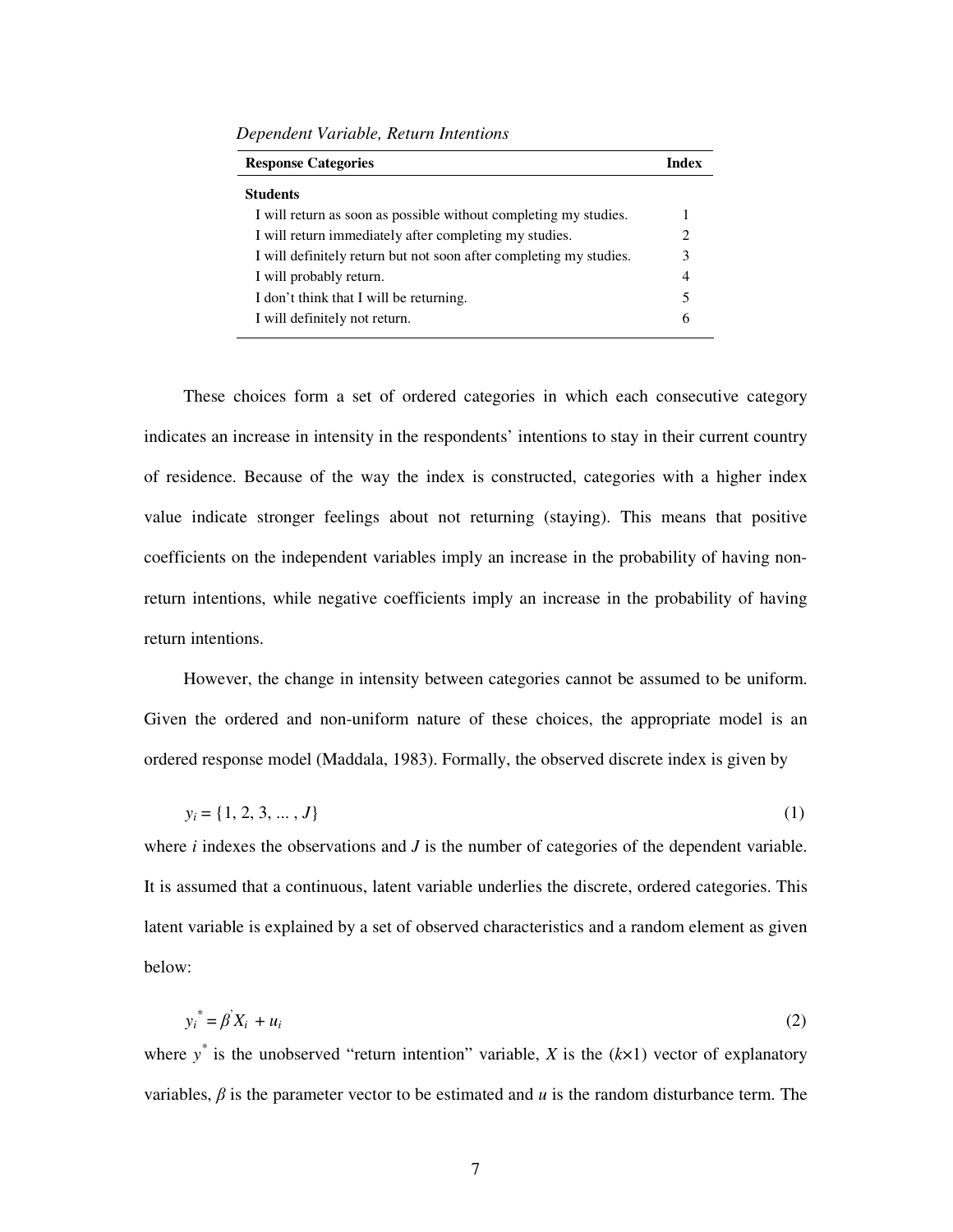*Dependent Variable, Return Intentions*

| Response Categories | Index |
|---|---|
| **Students** | |
| I will return as soon as possible without completing my studies. | 1 |
| I will return immediately after completing my studies. | 2 |
| I will definitely return but not soon after completing my studies. | 3 |
| I will probably return. | 4 |
| I don't think that I will be returning. | 5 |
| I will definitely not return. | 6 |

These choices form a set of ordered categories in which each consecutive category indicates an increase in intensity in the respondents' intentions to stay in their current country of residence. Because of the way the index is constructed, categories with a higher index value indicate stronger feelings about not returning (staying). This means that positive coefficients on the independent variables imply an increase in the probability of having non-return intentions, while negative coefficients imply an increase in the probability of having return intentions.

However, the change in intensity between categories cannot be assumed to be uniform. Given the ordered and non-uniform nature of these choices, the appropriate model is an ordered response model (Maddala, 1983). Formally, the observed discrete index is given by

$$y_i = \{1, 2, 3, \ldots, J\} \tag{1}$$

where $i$ indexes the observations and $J$ is the number of categories of the dependent variable. It is assumed that a continuous, latent variable underlies the discrete, ordered categories. This latent variable is explained by a set of observed characteristics and a random element as given below:

$$y_i^* = \beta' X_i + u_i \tag{2}$$

where $y^*$ is the unobserved "return intention" variable, $X$ is the $(k \times 1)$ vector of explanatory variables, $\beta$ is the parameter vector to be estimated and $u$ is the random disturbance term. The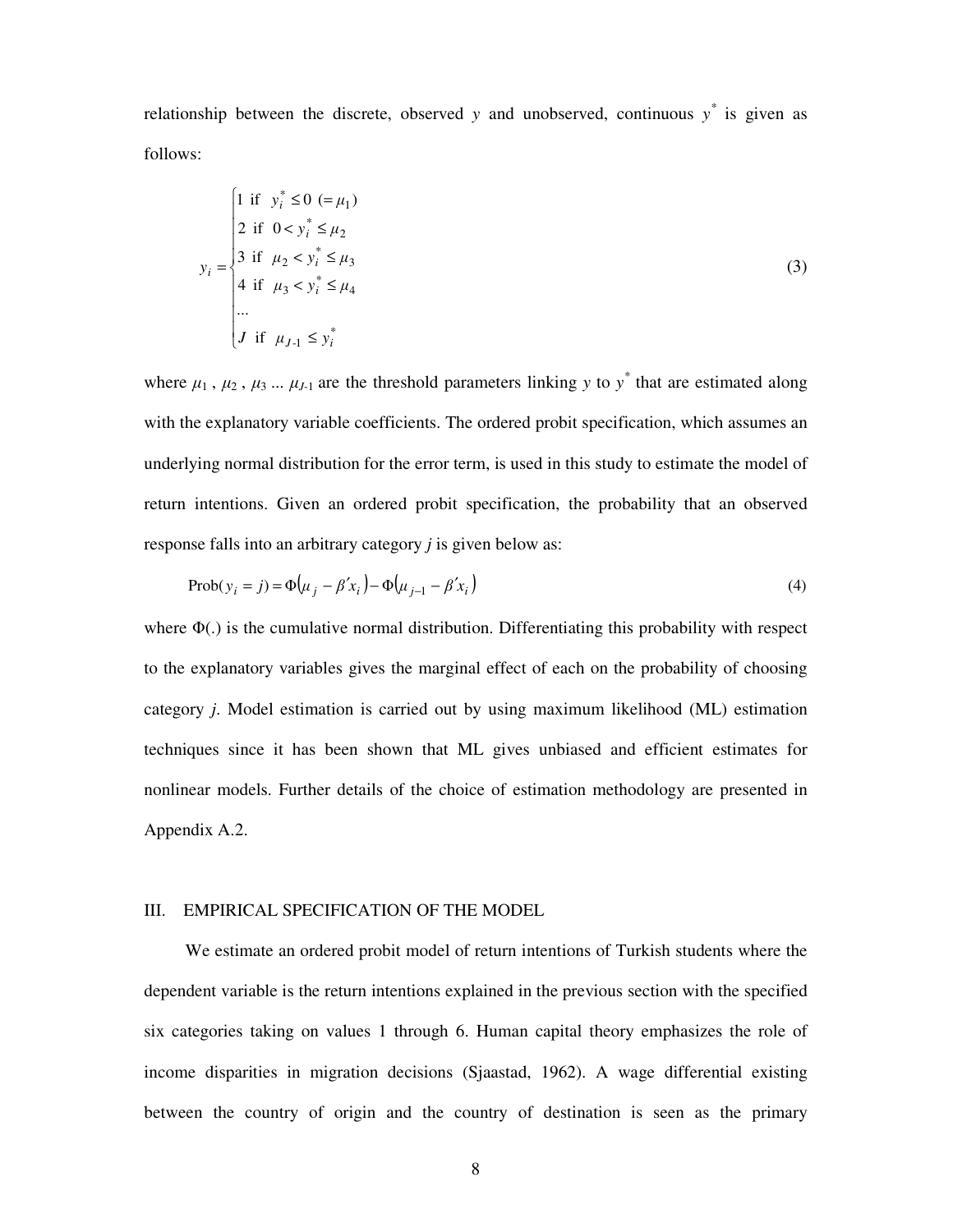relationship between the discrete, observed $y$ and unobserved, continuous $y^*$ is given as follows:

$$
y_i = \begin{cases} 1 \text{ if } \; y_i^* \leq 0 \;\; (= \mu_1) \\ 2 \text{ if } \; 0 < y_i^* \leq \mu_2 \\ 3 \text{ if } \; \mu_2 < y_i^* \leq \mu_3 \\ 4 \text{ if } \; \mu_3 < y_i^* \leq \mu_4 \\ \ldots \\ J \text{ if } \; \mu_{J\text{-}1} \leq y_i^* \end{cases} \tag{3}
$$

where $\mu_1$ , $\mu_2$ , $\mu_3$ ... $\mu_{J\text{-}1}$ are the threshold parameters linking $y$ to $y^*$ that are estimated along with the explanatory variable coefficients. The ordered probit specification, which assumes an underlying normal distribution for the error term, is used in this study to estimate the model of return intentions. Given an ordered probit specification, the probability that an observed response falls into an arbitrary category $j$ is given below as:

$$
\text{Prob}(y_i = j) = \Phi(\mu_j - \beta' x_i) - \Phi(\mu_{j-1} - \beta' x_i) \tag{4}
$$

where $\Phi(.)$ is the cumulative normal distribution. Differentiating this probability with respect to the explanatory variables gives the marginal effect of each on the probability of choosing category $j$. Model estimation is carried out by using maximum likelihood (ML) estimation techniques since it has been shown that ML gives unbiased and efficient estimates for nonlinear models. Further details of the choice of estimation methodology are presented in Appendix A.2.

## III. EMPIRICAL SPECIFICATION OF THE MODEL

We estimate an ordered probit model of return intentions of Turkish students where the dependent variable is the return intentions explained in the previous section with the specified six categories taking on values 1 through 6. Human capital theory emphasizes the role of income disparities in migration decisions (Sjaastad, 1962). A wage differential existing between the country of origin and the country of destination is seen as the primary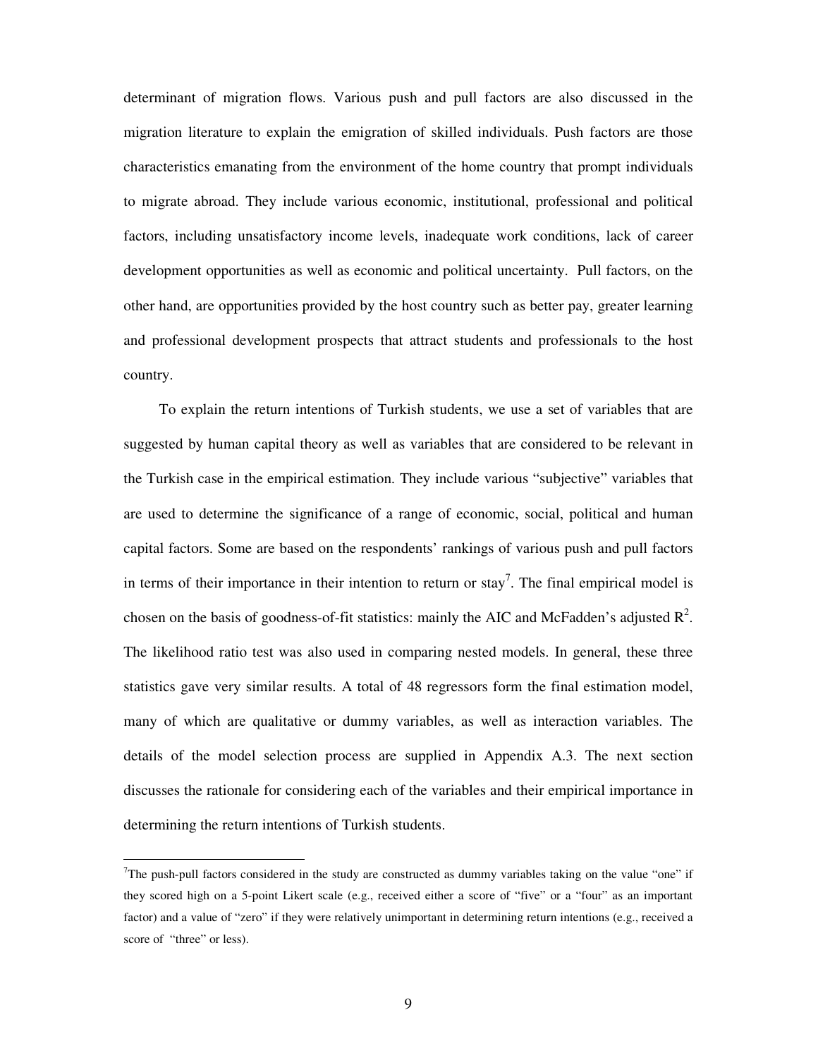determinant of migration flows. Various push and pull factors are also discussed in the migration literature to explain the emigration of skilled individuals. Push factors are those characteristics emanating from the environment of the home country that prompt individuals to migrate abroad. They include various economic, institutional, professional and political factors, including unsatisfactory income levels, inadequate work conditions, lack of career development opportunities as well as economic and political uncertainty. Pull factors, on the other hand, are opportunities provided by the host country such as better pay, greater learning and professional development prospects that attract students and professionals to the host country.

To explain the return intentions of Turkish students, we use a set of variables that are suggested by human capital theory as well as variables that are considered to be relevant in the Turkish case in the empirical estimation. They include various "subjective" variables that are used to determine the significance of a range of economic, social, political and human capital factors. Some are based on the respondents' rankings of various push and pull factors in terms of their importance in their intention to return or stay[7]. The final empirical model is chosen on the basis of goodness-of-fit statistics: mainly the AIC and McFadden's adjusted $R^2$. The likelihood ratio test was also used in comparing nested models. In general, these three statistics gave very similar results. A total of 48 regressors form the final estimation model, many of which are qualitative or dummy variables, as well as interaction variables. The details of the model selection process are supplied in Appendix A.3. The next section discusses the rationale for considering each of the variables and their empirical importance in determining the return intentions of Turkish students.

[7]The push-pull factors considered in the study are constructed as dummy variables taking on the value "one" if they scored high on a 5-point Likert scale (e.g., received either a score of "five" or a "four" as an important factor) and a value of "zero" if they were relatively unimportant in determining return intentions (e.g., received a score of "three" or less).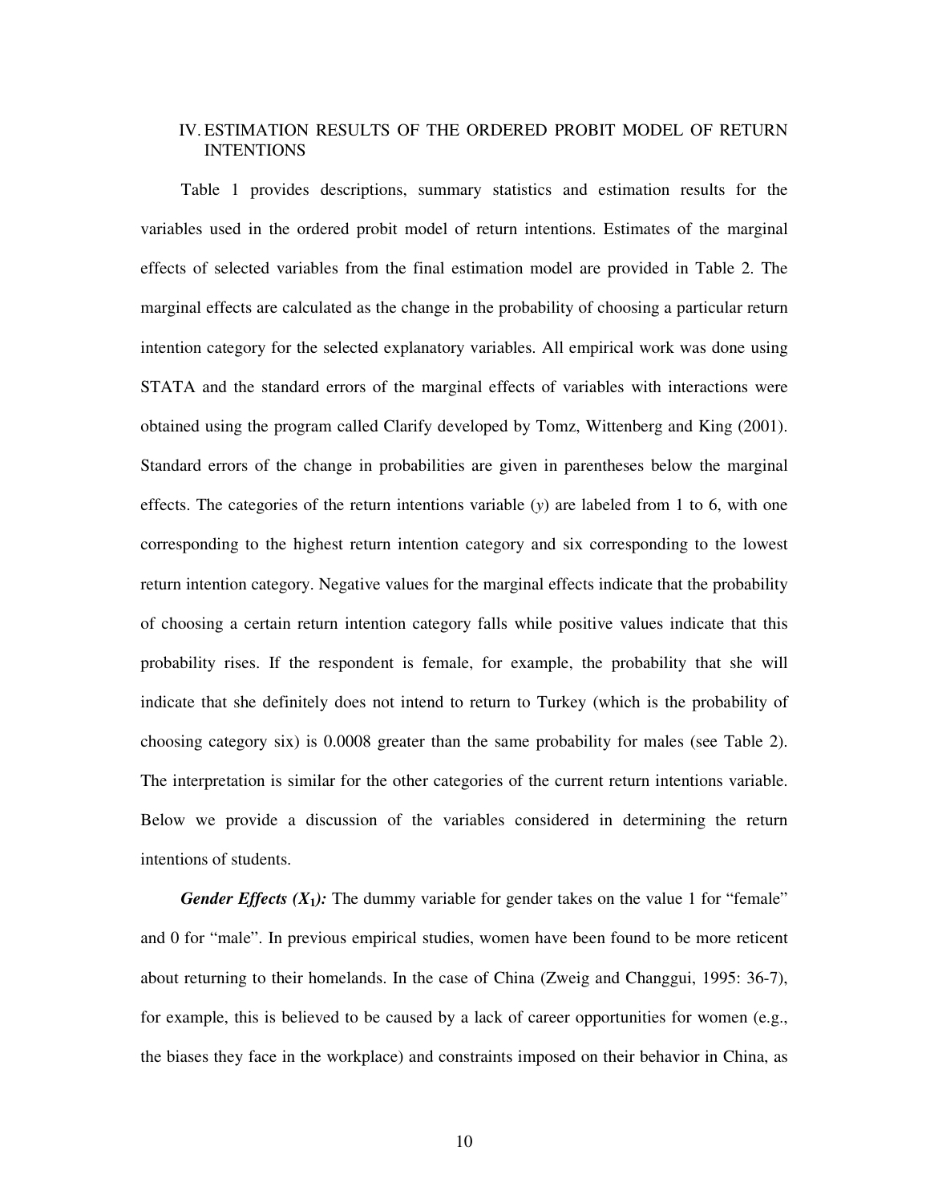## IV. ESTIMATION RESULTS OF THE ORDERED PROBIT MODEL OF RETURN INTENTIONS

Table 1 provides descriptions, summary statistics and estimation results for the variables used in the ordered probit model of return intentions. Estimates of the marginal effects of selected variables from the final estimation model are provided in Table 2. The marginal effects are calculated as the change in the probability of choosing a particular return intention category for the selected explanatory variables. All empirical work was done using STATA and the standard errors of the marginal effects of variables with interactions were obtained using the program called Clarify developed by Tomz, Wittenberg and King (2001). Standard errors of the change in probabilities are given in parentheses below the marginal effects. The categories of the return intentions variable ($y$) are labeled from 1 to 6, with one corresponding to the highest return intention category and six corresponding to the lowest return intention category. Negative values for the marginal effects indicate that the probability of choosing a certain return intention category falls while positive values indicate that this probability rises. If the respondent is female, for example, the probability that she will indicate that she definitely does not intend to return to Turkey (which is the probability of choosing category six) is 0.0008 greater than the same probability for males (see Table 2). The interpretation is similar for the other categories of the current return intentions variable. Below we provide a discussion of the variables considered in determining the return intentions of students.

***Gender Effects ($X_1$):*** The dummy variable for gender takes on the value 1 for "female" and 0 for "male". In previous empirical studies, women have been found to be more reticent about returning to their homelands. In the case of China (Zweig and Changgui, 1995: 36-7), for example, this is believed to be caused by a lack of career opportunities for women (e.g., the biases they face in the workplace) and constraints imposed on their behavior in China, as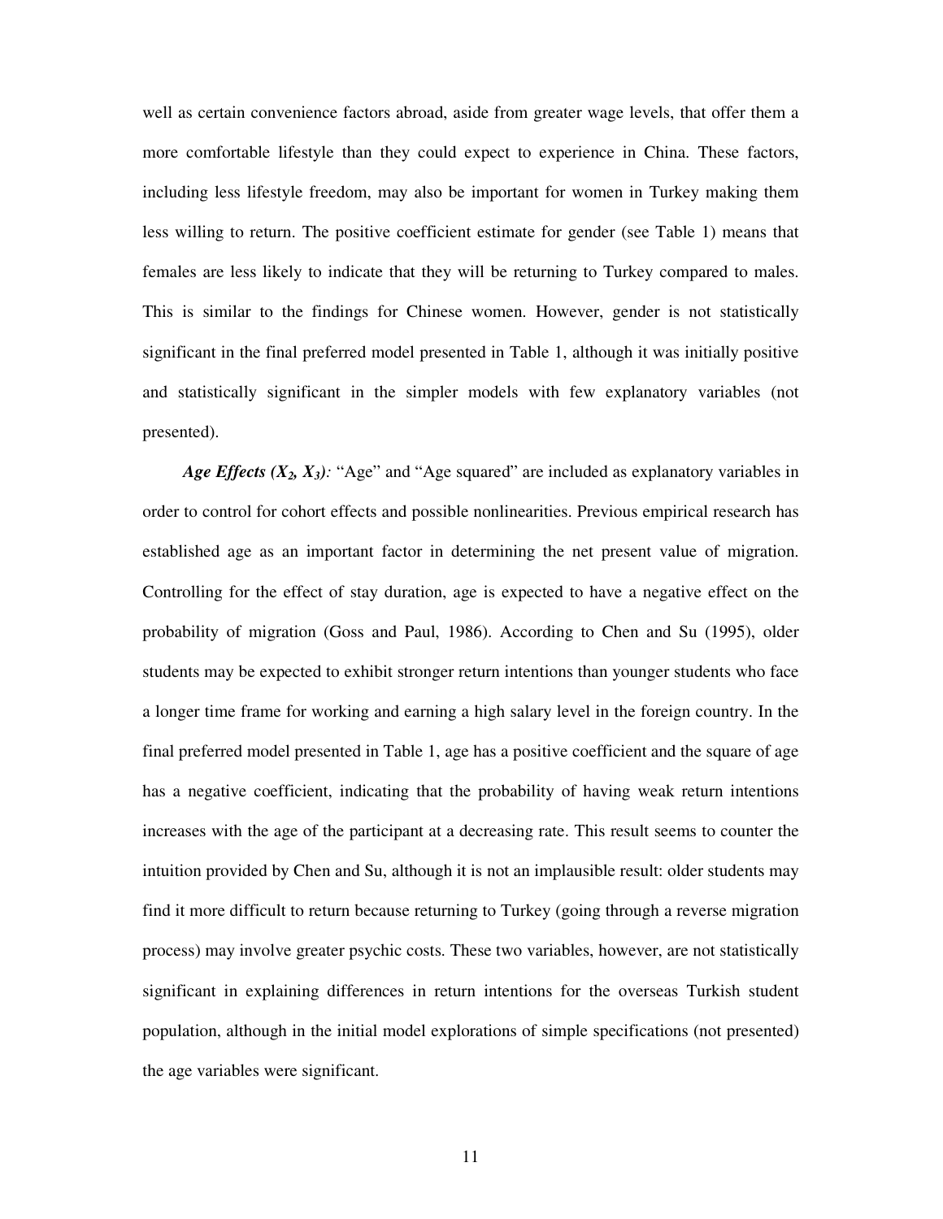well as certain convenience factors abroad, aside from greater wage levels, that offer them a more comfortable lifestyle than they could expect to experience in China. These factors, including less lifestyle freedom, may also be important for women in Turkey making them less willing to return. The positive coefficient estimate for gender (see Table 1) means that females are less likely to indicate that they will be returning to Turkey compared to males. This is similar to the findings for Chinese women. However, gender is not statistically significant in the final preferred model presented in Table 1, although it was initially positive and statistically significant in the simpler models with few explanatory variables (not presented).

***Age Effects ($X_2$, $X_3$):*** "Age" and "Age squared" are included as explanatory variables in order to control for cohort effects and possible nonlinearities. Previous empirical research has established age as an important factor in determining the net present value of migration. Controlling for the effect of stay duration, age is expected to have a negative effect on the probability of migration (Goss and Paul, 1986). According to Chen and Su (1995), older students may be expected to exhibit stronger return intentions than younger students who face a longer time frame for working and earning a high salary level in the foreign country. In the final preferred model presented in Table 1, age has a positive coefficient and the square of age has a negative coefficient, indicating that the probability of having weak return intentions increases with the age of the participant at a decreasing rate. This result seems to counter the intuition provided by Chen and Su, although it is not an implausible result: older students may find it more difficult to return because returning to Turkey (going through a reverse migration process) may involve greater psychic costs. These two variables, however, are not statistically significant in explaining differences in return intentions for the overseas Turkish student population, although in the initial model explorations of simple specifications (not presented) the age variables were significant.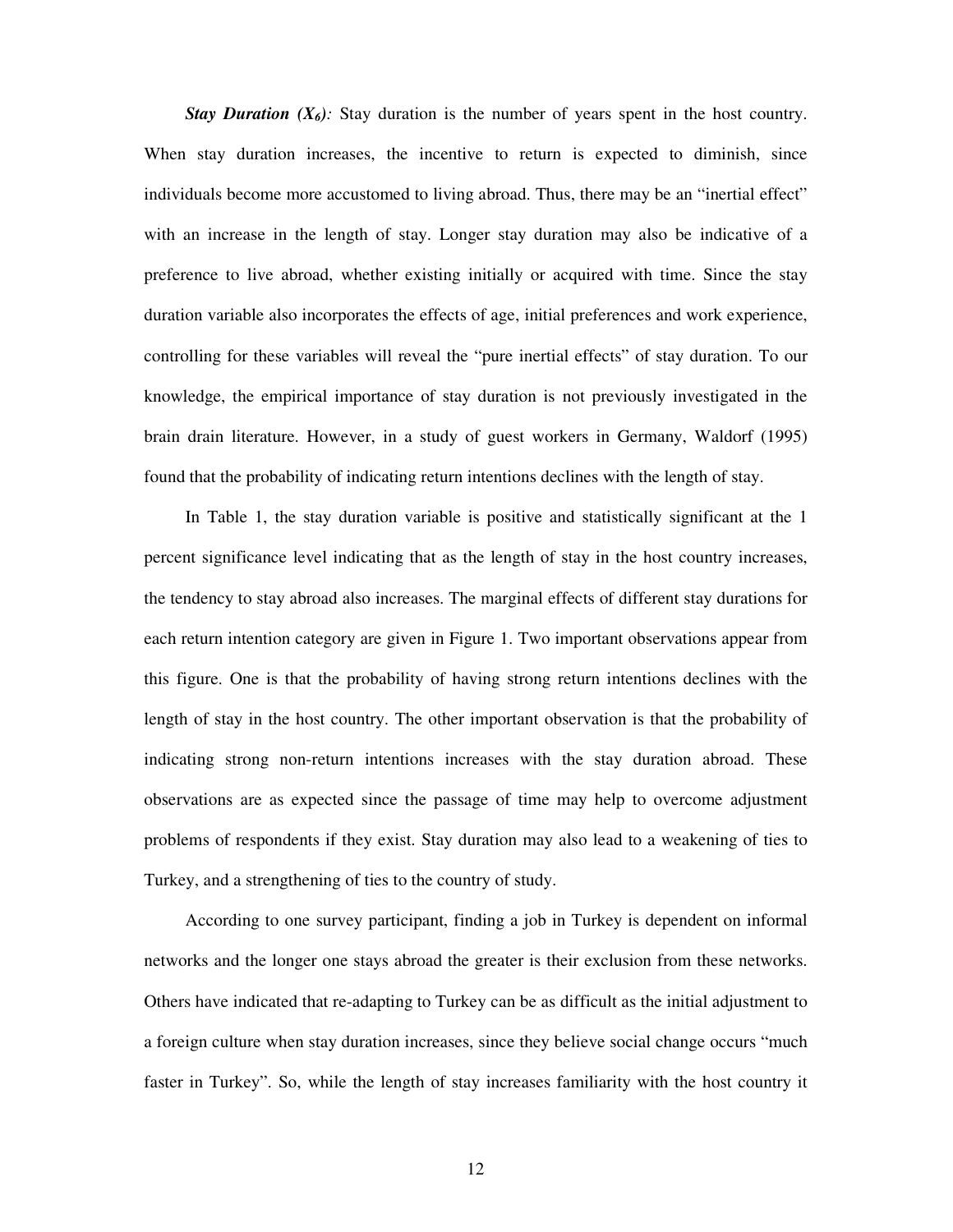***Stay Duration ($X_6$):*** Stay duration is the number of years spent in the host country. When stay duration increases, the incentive to return is expected to diminish, since individuals become more accustomed to living abroad. Thus, there may be an "inertial effect" with an increase in the length of stay. Longer stay duration may also be indicative of a preference to live abroad, whether existing initially or acquired with time. Since the stay duration variable also incorporates the effects of age, initial preferences and work experience, controlling for these variables will reveal the "pure inertial effects" of stay duration. To our knowledge, the empirical importance of stay duration is not previously investigated in the brain drain literature. However, in a study of guest workers in Germany, Waldorf (1995) found that the probability of indicating return intentions declines with the length of stay.

In Table 1, the stay duration variable is positive and statistically significant at the 1 percent significance level indicating that as the length of stay in the host country increases, the tendency to stay abroad also increases. The marginal effects of different stay durations for each return intention category are given in Figure 1. Two important observations appear from this figure. One is that the probability of having strong return intentions declines with the length of stay in the host country. The other important observation is that the probability of indicating strong non-return intentions increases with the stay duration abroad. These observations are as expected since the passage of time may help to overcome adjustment problems of respondents if they exist. Stay duration may also lead to a weakening of ties to Turkey, and a strengthening of ties to the country of study.

According to one survey participant, finding a job in Turkey is dependent on informal networks and the longer one stays abroad the greater is their exclusion from these networks. Others have indicated that re-adapting to Turkey can be as difficult as the initial adjustment to a foreign culture when stay duration increases, since they believe social change occurs "much faster in Turkey". So, while the length of stay increases familiarity with the host country it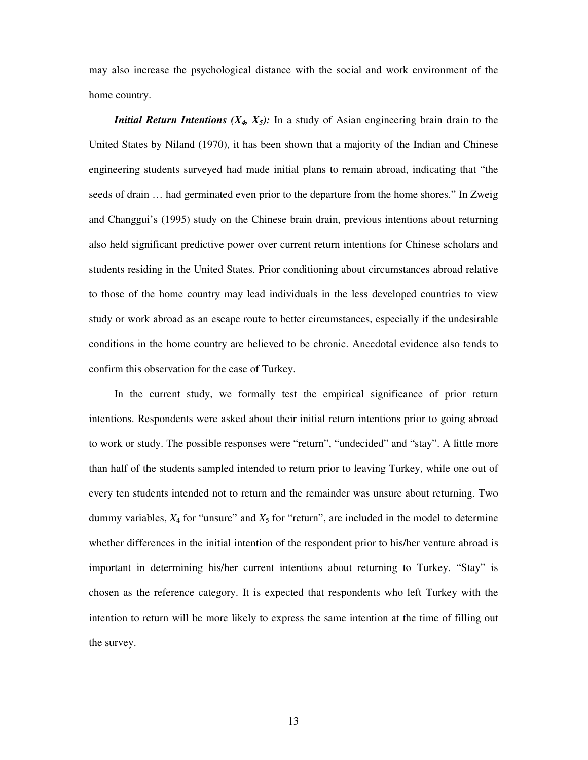may also increase the psychological distance with the social and work environment of the home country.

***Initial Return Intentions ($X_4$, $X_5$):*** In a study of Asian engineering brain drain to the United States by Niland (1970), it has been shown that a majority of the Indian and Chinese engineering students surveyed had made initial plans to remain abroad, indicating that "the seeds of drain … had germinated even prior to the departure from the home shores." In Zweig and Changgui's (1995) study on the Chinese brain drain, previous intentions about returning also held significant predictive power over current return intentions for Chinese scholars and students residing in the United States. Prior conditioning about circumstances abroad relative to those of the home country may lead individuals in the less developed countries to view study or work abroad as an escape route to better circumstances, especially if the undesirable conditions in the home country are believed to be chronic. Anecdotal evidence also tends to confirm this observation for the case of Turkey.

In the current study, we formally test the empirical significance of prior return intentions. Respondents were asked about their initial return intentions prior to going abroad to work or study. The possible responses were "return", "undecided" and "stay". A little more than half of the students sampled intended to return prior to leaving Turkey, while one out of every ten students intended not to return and the remainder was unsure about returning. Two dummy variables, $X_4$ for "unsure" and $X_5$ for "return", are included in the model to determine whether differences in the initial intention of the respondent prior to his/her venture abroad is important in determining his/her current intentions about returning to Turkey. "Stay" is chosen as the reference category. It is expected that respondents who left Turkey with the intention to return will be more likely to express the same intention at the time of filling out the survey.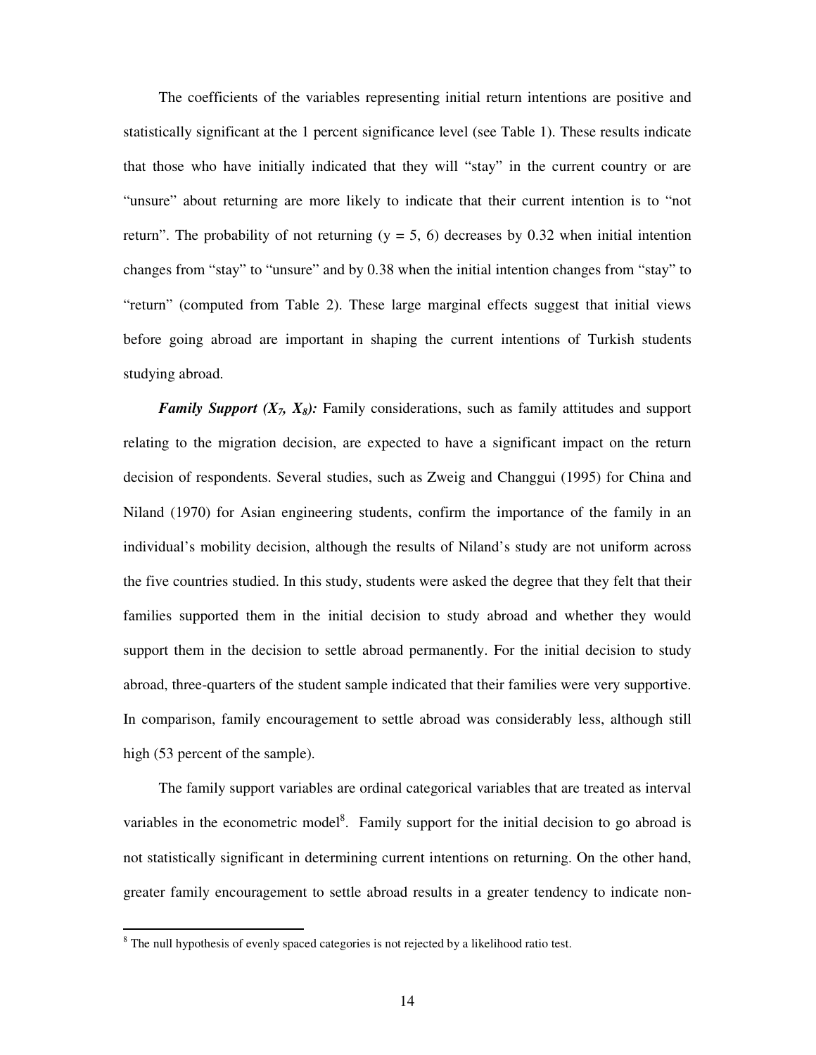The coefficients of the variables representing initial return intentions are positive and statistically significant at the 1 percent significance level (see Table 1). These results indicate that those who have initially indicated that they will "stay" in the current country or are "unsure" about returning are more likely to indicate that their current intention is to "not return". The probability of not returning ($y = 5, 6$) decreases by 0.32 when initial intention changes from "stay" to "unsure" and by 0.38 when the initial intention changes from "stay" to "return" (computed from Table 2). These large marginal effects suggest that initial views before going abroad are important in shaping the current intentions of Turkish students studying abroad.

***Family Support ($X_7$, $X_8$):*** Family considerations, such as family attitudes and support relating to the migration decision, are expected to have a significant impact on the return decision of respondents. Several studies, such as Zweig and Changgui (1995) for China and Niland (1970) for Asian engineering students, confirm the importance of the family in an individual's mobility decision, although the results of Niland's study are not uniform across the five countries studied. In this study, students were asked the degree that they felt that their families supported them in the initial decision to study abroad and whether they would support them in the decision to settle abroad permanently. For the initial decision to study abroad, three-quarters of the student sample indicated that their families were very supportive. In comparison, family encouragement to settle abroad was considerably less, although still high (53 percent of the sample).

The family support variables are ordinal categorical variables that are treated as interval variables in the econometric model[8]. Family support for the initial decision to go abroad is not statistically significant in determining current intentions on returning. On the other hand, greater family encouragement to settle abroad results in a greater tendency to indicate non-

[8] The null hypothesis of evenly spaced categories is not rejected by a likelihood ratio test.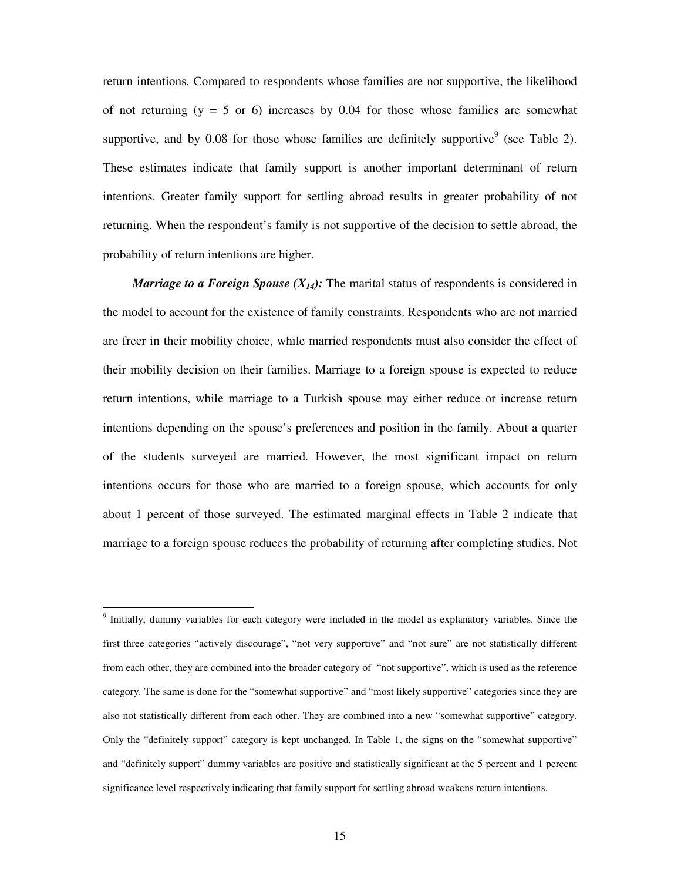return intentions. Compared to respondents whose families are not supportive, the likelihood of not returning ($y = 5$ or 6) increases by 0.04 for those whose families are somewhat supportive, and by 0.08 for those whose families are definitely supportive[9] (see Table 2). These estimates indicate that family support is another important determinant of return intentions. Greater family support for settling abroad results in greater probability of not returning. When the respondent's family is not supportive of the decision to settle abroad, the probability of return intentions are higher.

***Marriage to a Foreign Spouse ($X_{14}$):*** The marital status of respondents is considered in the model to account for the existence of family constraints. Respondents who are not married are freer in their mobility choice, while married respondents must also consider the effect of their mobility decision on their families. Marriage to a foreign spouse is expected to reduce return intentions, while marriage to a Turkish spouse may either reduce or increase return intentions depending on the spouse's preferences and position in the family. About a quarter of the students surveyed are married. However, the most significant impact on return intentions occurs for those who are married to a foreign spouse, which accounts for only about 1 percent of those surveyed. The estimated marginal effects in Table 2 indicate that marriage to a foreign spouse reduces the probability of returning after completing studies. Not

---

[9] Initially, dummy variables for each category were included in the model as explanatory variables. Since the first three categories "actively discourage", "not very supportive" and "not sure" are not statistically different from each other, they are combined into the broader category of "not supportive", which is used as the reference category. The same is done for the "somewhat supportive" and "most likely supportive" categories since they are also not statistically different from each other. They are combined into a new "somewhat supportive" category. Only the "definitely support" category is kept unchanged. In Table 1, the signs on the "somewhat supportive" and "definitely support" dummy variables are positive and statistically significant at the 5 percent and 1 percent significance level respectively indicating that family support for settling abroad weakens return intentions.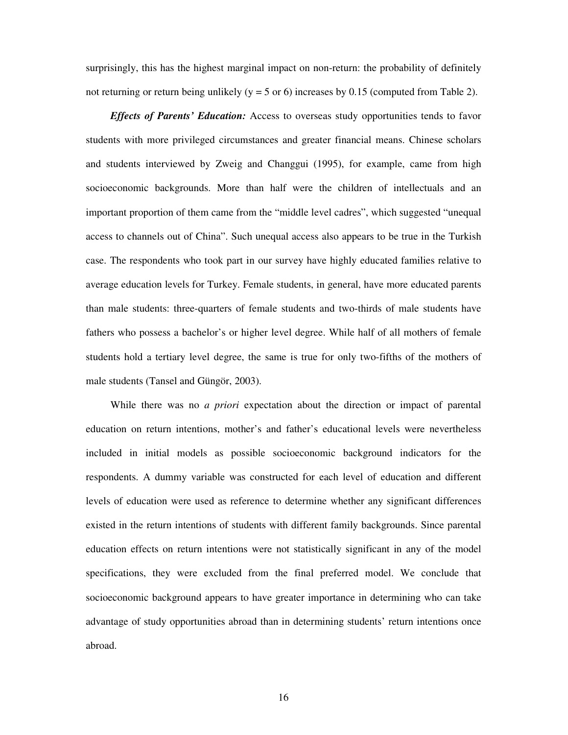surprisingly, this has the highest marginal impact on non-return: the probability of definitely not returning or return being unlikely ($y = 5$ or $6$) increases by 0.15 (computed from Table 2).

***Effects of Parents' Education:*** Access to overseas study opportunities tends to favor students with more privileged circumstances and greater financial means. Chinese scholars and students interviewed by Zweig and Changgui (1995), for example, came from high socioeconomic backgrounds. More than half were the children of intellectuals and an important proportion of them came from the "middle level cadres", which suggested "unequal access to channels out of China". Such unequal access also appears to be true in the Turkish case. The respondents who took part in our survey have highly educated families relative to average education levels for Turkey. Female students, in general, have more educated parents than male students: three-quarters of female students and two-thirds of male students have fathers who possess a bachelor's or higher level degree. While half of all mothers of female students hold a tertiary level degree, the same is true for only two-fifths of the mothers of male students (Tansel and Güngör, 2003).

While there was no *a priori* expectation about the direction or impact of parental education on return intentions, mother's and father's educational levels were nevertheless included in initial models as possible socioeconomic background indicators for the respondents. A dummy variable was constructed for each level of education and different levels of education were used as reference to determine whether any significant differences existed in the return intentions of students with different family backgrounds. Since parental education effects on return intentions were not statistically significant in any of the model specifications, they were excluded from the final preferred model. We conclude that socioeconomic background appears to have greater importance in determining who can take advantage of study opportunities abroad than in determining students' return intentions once abroad.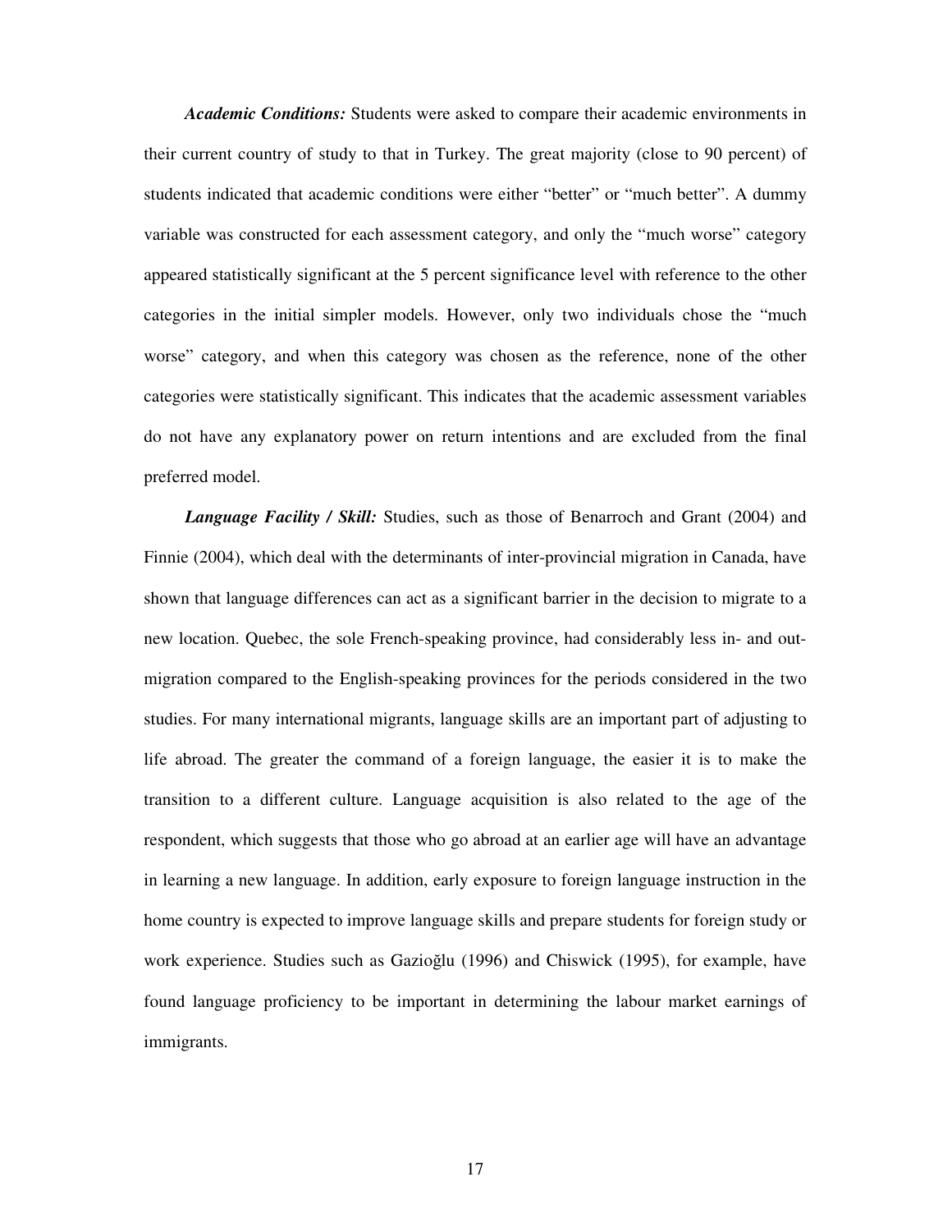***Academic Conditions:*** Students were asked to compare their academic environments in their current country of study to that in Turkey. The great majority (close to 90 percent) of students indicated that academic conditions were either "better" or "much better". A dummy variable was constructed for each assessment category, and only the "much worse" category appeared statistically significant at the 5 percent significance level with reference to the other categories in the initial simpler models. However, only two individuals chose the "much worse" category, and when this category was chosen as the reference, none of the other categories were statistically significant. This indicates that the academic assessment variables do not have any explanatory power on return intentions and are excluded from the final preferred model.

***Language Facility / Skill:*** Studies, such as those of Benarroch and Grant (2004) and Finnie (2004), which deal with the determinants of inter-provincial migration in Canada, have shown that language differences can act as a significant barrier in the decision to migrate to a new location. Quebec, the sole French-speaking province, had considerably less in- and out-migration compared to the English-speaking provinces for the periods considered in the two studies. For many international migrants, language skills are an important part of adjusting to life abroad. The greater the command of a foreign language, the easier it is to make the transition to a different culture. Language acquisition is also related to the age of the respondent, which suggests that those who go abroad at an earlier age will have an advantage in learning a new language. In addition, early exposure to foreign language instruction in the home country is expected to improve language skills and prepare students for foreign study or work experience. Studies such as Gazioğlu (1996) and Chiswick (1995), for example, have found language proficiency to be important in determining the labour market earnings of immigrants.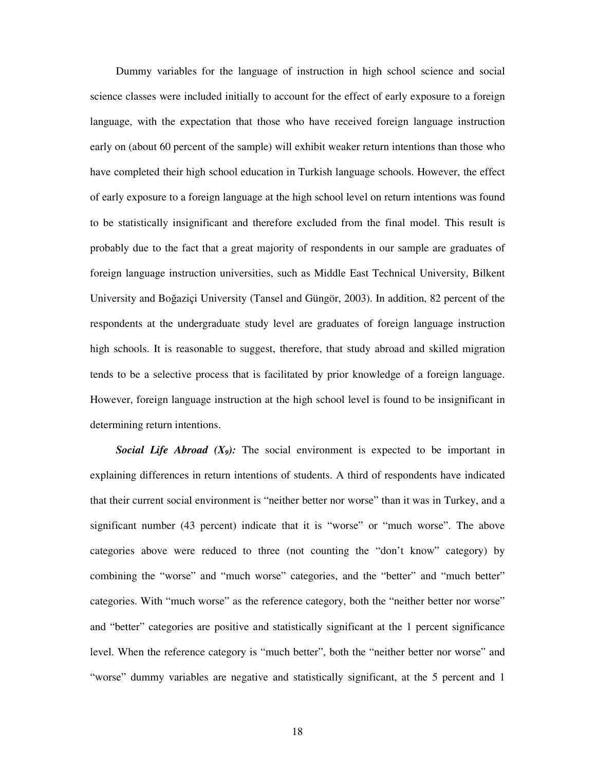Dummy variables for the language of instruction in high school science and social science classes were included initially to account for the effect of early exposure to a foreign language, with the expectation that those who have received foreign language instruction early on (about 60 percent of the sample) will exhibit weaker return intentions than those who have completed their high school education in Turkish language schools. However, the effect of early exposure to a foreign language at the high school level on return intentions was found to be statistically insignificant and therefore excluded from the final model. This result is probably due to the fact that a great majority of respondents in our sample are graduates of foreign language instruction universities, such as Middle East Technical University, Bilkent University and Boğaziçi University (Tansel and Güngör, 2003). In addition, 82 percent of the respondents at the undergraduate study level are graduates of foreign language instruction high schools. It is reasonable to suggest, therefore, that study abroad and skilled migration tends to be a selective process that is facilitated by prior knowledge of a foreign language. However, foreign language instruction at the high school level is found to be insignificant in determining return intentions.

***Social Life Abroad ($X_9$):*** The social environment is expected to be important in explaining differences in return intentions of students. A third of respondents have indicated that their current social environment is "neither better nor worse" than it was in Turkey, and a significant number (43 percent) indicate that it is "worse" or "much worse". The above categories above were reduced to three (not counting the "don't know" category) by combining the "worse" and "much worse" categories, and the "better" and "much better" categories. With "much worse" as the reference category, both the "neither better nor worse" and "better" categories are positive and statistically significant at the 1 percent significance level. When the reference category is "much better", both the "neither better nor worse" and "worse" dummy variables are negative and statistically significant, at the 5 percent and 1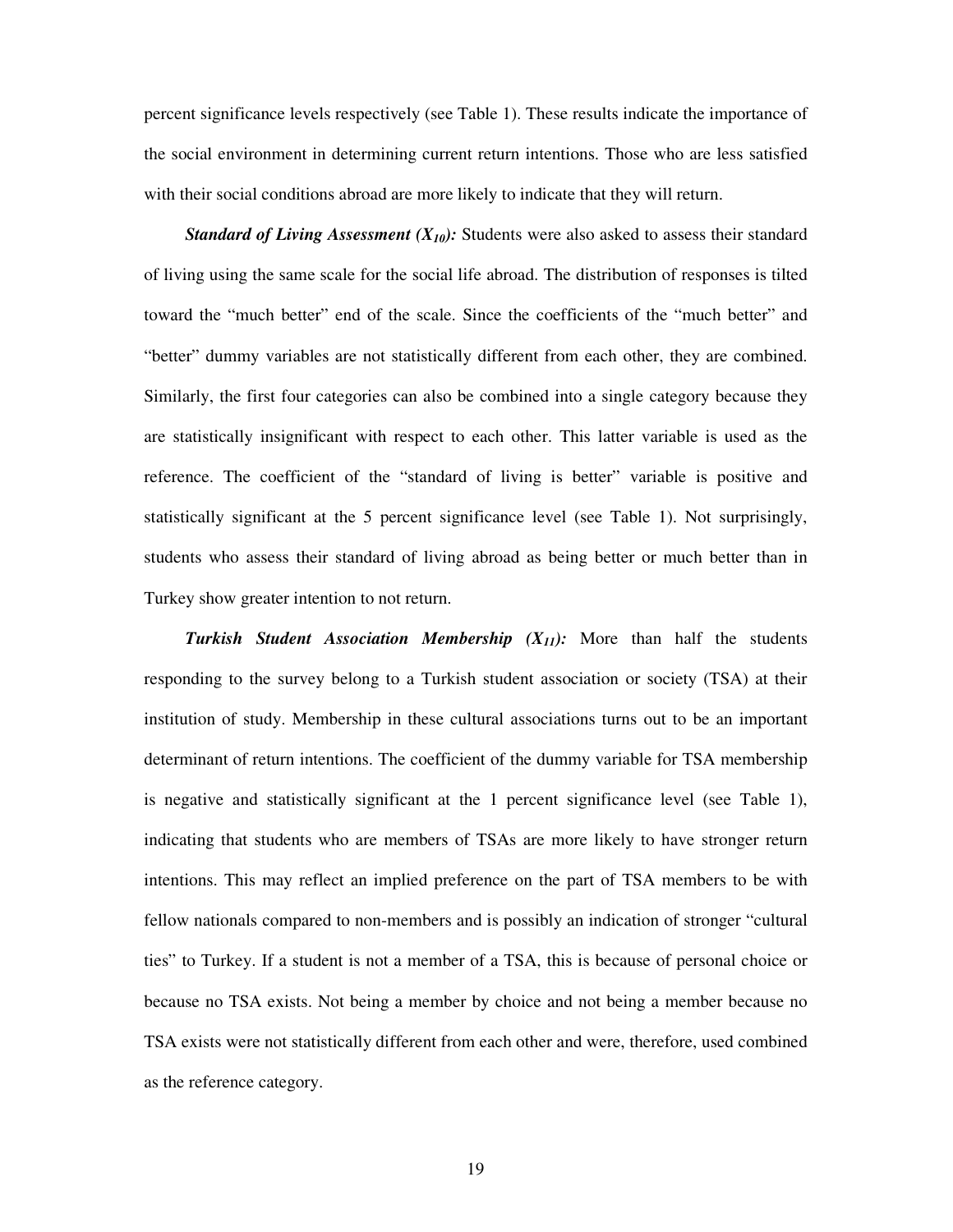percent significance levels respectively (see Table 1). These results indicate the importance of the social environment in determining current return intentions. Those who are less satisfied with their social conditions abroad are more likely to indicate that they will return.

***Standard of Living Assessment ($X_{10}$):*** Students were also asked to assess their standard of living using the same scale for the social life abroad. The distribution of responses is tilted toward the "much better" end of the scale. Since the coefficients of the "much better" and "better" dummy variables are not statistically different from each other, they are combined. Similarly, the first four categories can also be combined into a single category because they are statistically insignificant with respect to each other. This latter variable is used as the reference. The coefficient of the "standard of living is better" variable is positive and statistically significant at the 5 percent significance level (see Table 1). Not surprisingly, students who assess their standard of living abroad as being better or much better than in Turkey show greater intention to not return.

***Turkish Student Association Membership ($X_{11}$):*** More than half the students responding to the survey belong to a Turkish student association or society (TSA) at their institution of study. Membership in these cultural associations turns out to be an important determinant of return intentions. The coefficient of the dummy variable for TSA membership is negative and statistically significant at the 1 percent significance level (see Table 1), indicating that students who are members of TSAs are more likely to have stronger return intentions. This may reflect an implied preference on the part of TSA members to be with fellow nationals compared to non-members and is possibly an indication of stronger "cultural ties" to Turkey. If a student is not a member of a TSA, this is because of personal choice or because no TSA exists. Not being a member by choice and not being a member because no TSA exists were not statistically different from each other and were, therefore, used combined as the reference category.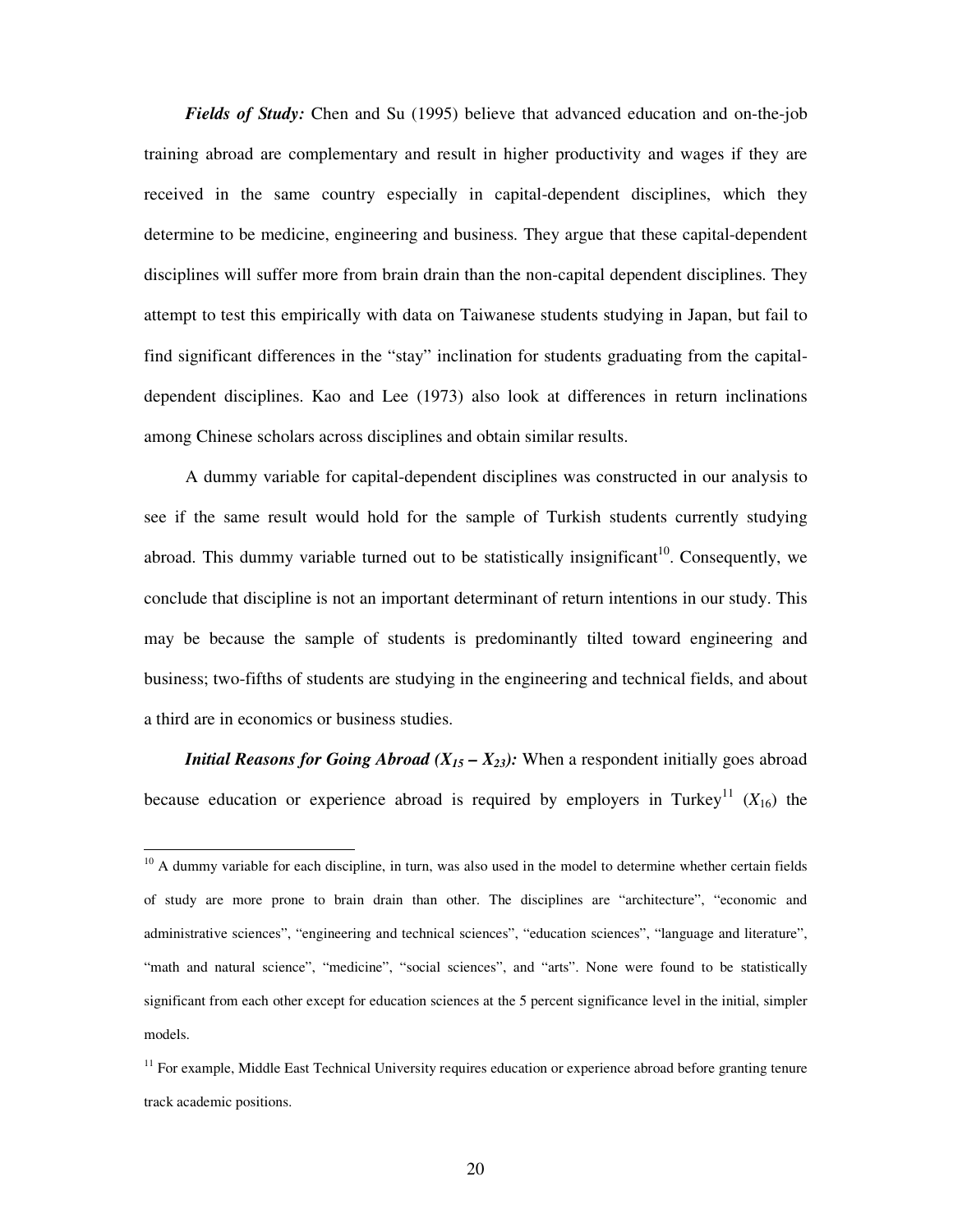***Fields of Study:*** Chen and Su (1995) believe that advanced education and on-the-job training abroad are complementary and result in higher productivity and wages if they are received in the same country especially in capital-dependent disciplines, which they determine to be medicine, engineering and business. They argue that these capital-dependent disciplines will suffer more from brain drain than the non-capital dependent disciplines. They attempt to test this empirically with data on Taiwanese students studying in Japan, but fail to find significant differences in the "stay" inclination for students graduating from the capital-dependent disciplines. Kao and Lee (1973) also look at differences in return inclinations among Chinese scholars across disciplines and obtain similar results.

A dummy variable for capital-dependent disciplines was constructed in our analysis to see if the same result would hold for the sample of Turkish students currently studying abroad. This dummy variable turned out to be statistically insignificant[10]. Consequently, we conclude that discipline is not an important determinant of return intentions in our study. This may be because the sample of students is predominantly tilted toward engineering and business; two-fifths of students are studying in the engineering and technical fields, and about a third are in economics or business studies.

***Initial Reasons for Going Abroad ($X_{15} – X_{23}$):*** When a respondent initially goes abroad because education or experience abroad is required by employers in Turkey[11] ($X_{16}$) the

---

[10] A dummy variable for each discipline, in turn, was also used in the model to determine whether certain fields of study are more prone to brain drain than other. The disciplines are "architecture", "economic and administrative sciences", "engineering and technical sciences", "education sciences", "language and literature", "math and natural science", "medicine", "social sciences", and "arts". None were found to be statistically significant from each other except for education sciences at the 5 percent significance level in the initial, simpler models.

[11] For example, Middle East Technical University requires education or experience abroad before granting tenure track academic positions.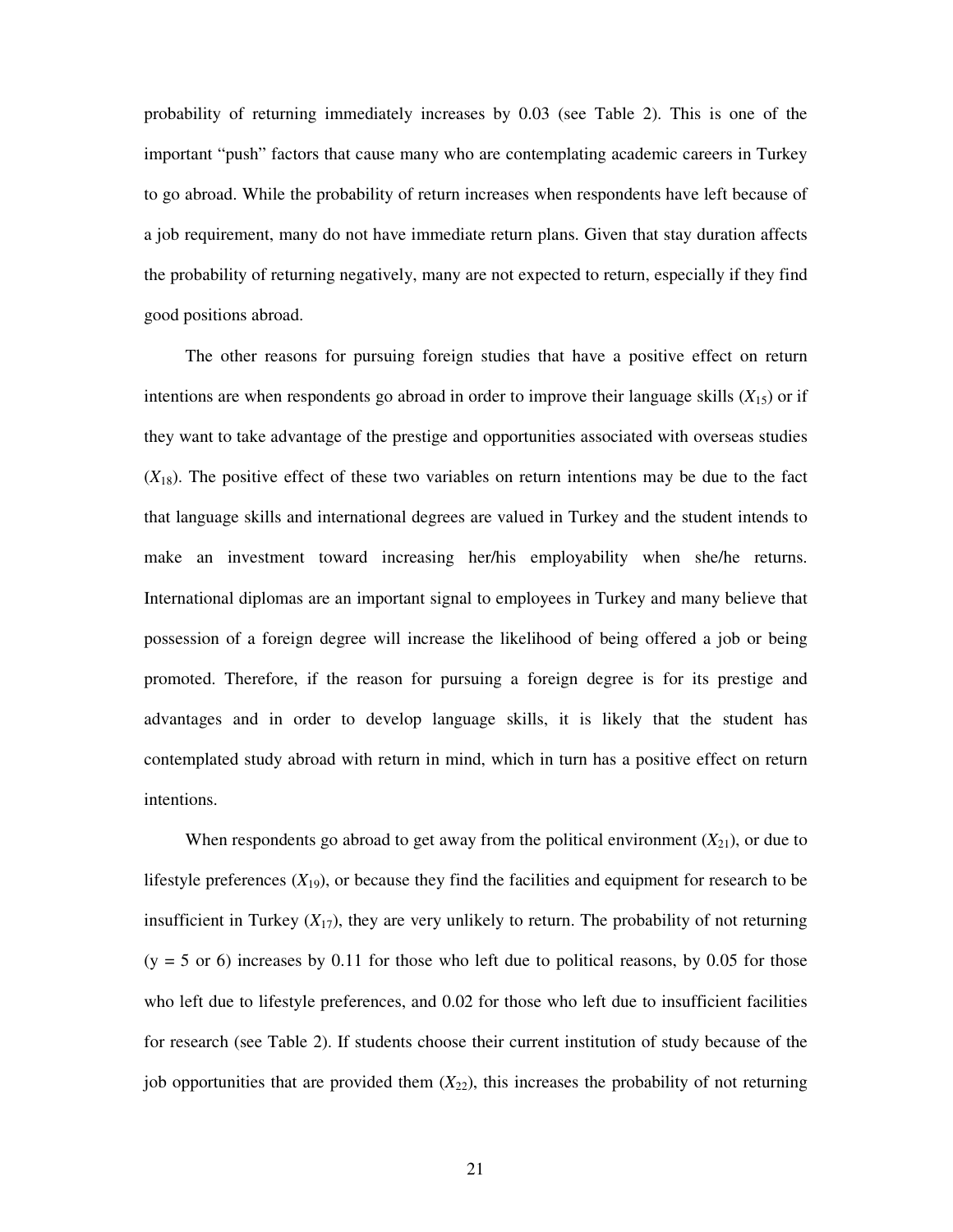probability of returning immediately increases by 0.03 (see Table 2). This is one of the important "push" factors that cause many who are contemplating academic careers in Turkey to go abroad. While the probability of return increases when respondents have left because of a job requirement, many do not have immediate return plans. Given that stay duration affects the probability of returning negatively, many are not expected to return, especially if they find good positions abroad.

The other reasons for pursuing foreign studies that have a positive effect on return intentions are when respondents go abroad in order to improve their language skills ($X_{15}$) or if they want to take advantage of the prestige and opportunities associated with overseas studies ($X_{18}$). The positive effect of these two variables on return intentions may be due to the fact that language skills and international degrees are valued in Turkey and the student intends to make an investment toward increasing her/his employability when she/he returns. International diplomas are an important signal to employees in Turkey and many believe that possession of a foreign degree will increase the likelihood of being offered a job or being promoted. Therefore, if the reason for pursuing a foreign degree is for its prestige and advantages and in order to develop language skills, it is likely that the student has contemplated study abroad with return in mind, which in turn has a positive effect on return intentions.

When respondents go abroad to get away from the political environment ($X_{21}$), or due to lifestyle preferences ($X_{19}$), or because they find the facilities and equipment for research to be insufficient in Turkey ($X_{17}$), they are very unlikely to return. The probability of not returning ($y = 5$ or $6$) increases by 0.11 for those who left due to political reasons, by 0.05 for those who left due to lifestyle preferences, and 0.02 for those who left due to insufficient facilities for research (see Table 2). If students choose their current institution of study because of the job opportunities that are provided them ($X_{22}$), this increases the probability of not returning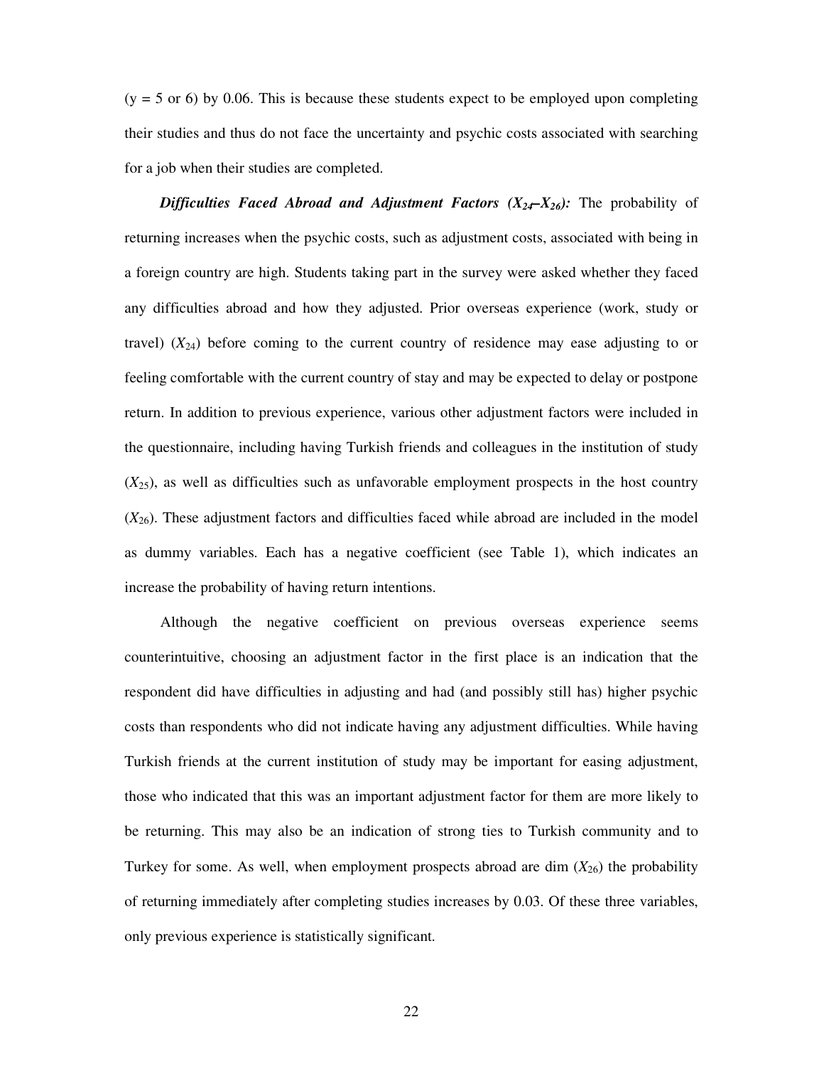(y = 5 or 6) by 0.06. This is because these students expect to be employed upon completing their studies and thus do not face the uncertainty and psychic costs associated with searching for a job when their studies are completed.

***Difficulties Faced Abroad and Adjustment Factors ($X_{24}$–$X_{26}$):*** The probability of returning increases when the psychic costs, such as adjustment costs, associated with being in a foreign country are high. Students taking part in the survey were asked whether they faced any difficulties abroad and how they adjusted. Prior overseas experience (work, study or travel) ($X_{24}$) before coming to the current country of residence may ease adjusting to or feeling comfortable with the current country of stay and may be expected to delay or postpone return. In addition to previous experience, various other adjustment factors were included in the questionnaire, including having Turkish friends and colleagues in the institution of study ($X_{25}$), as well as difficulties such as unfavorable employment prospects in the host country ($X_{26}$). These adjustment factors and difficulties faced while abroad are included in the model as dummy variables. Each has a negative coefficient (see Table 1), which indicates an increase the probability of having return intentions.

Although the negative coefficient on previous overseas experience seems counterintuitive, choosing an adjustment factor in the first place is an indication that the respondent did have difficulties in adjusting and had (and possibly still has) higher psychic costs than respondents who did not indicate having any adjustment difficulties. While having Turkish friends at the current institution of study may be important for easing adjustment, those who indicated that this was an important adjustment factor for them are more likely to be returning. This may also be an indication of strong ties to Turkish community and to Turkey for some. As well, when employment prospects abroad are dim ($X_{26}$) the probability of returning immediately after completing studies increases by 0.03. Of these three variables, only previous experience is statistically significant.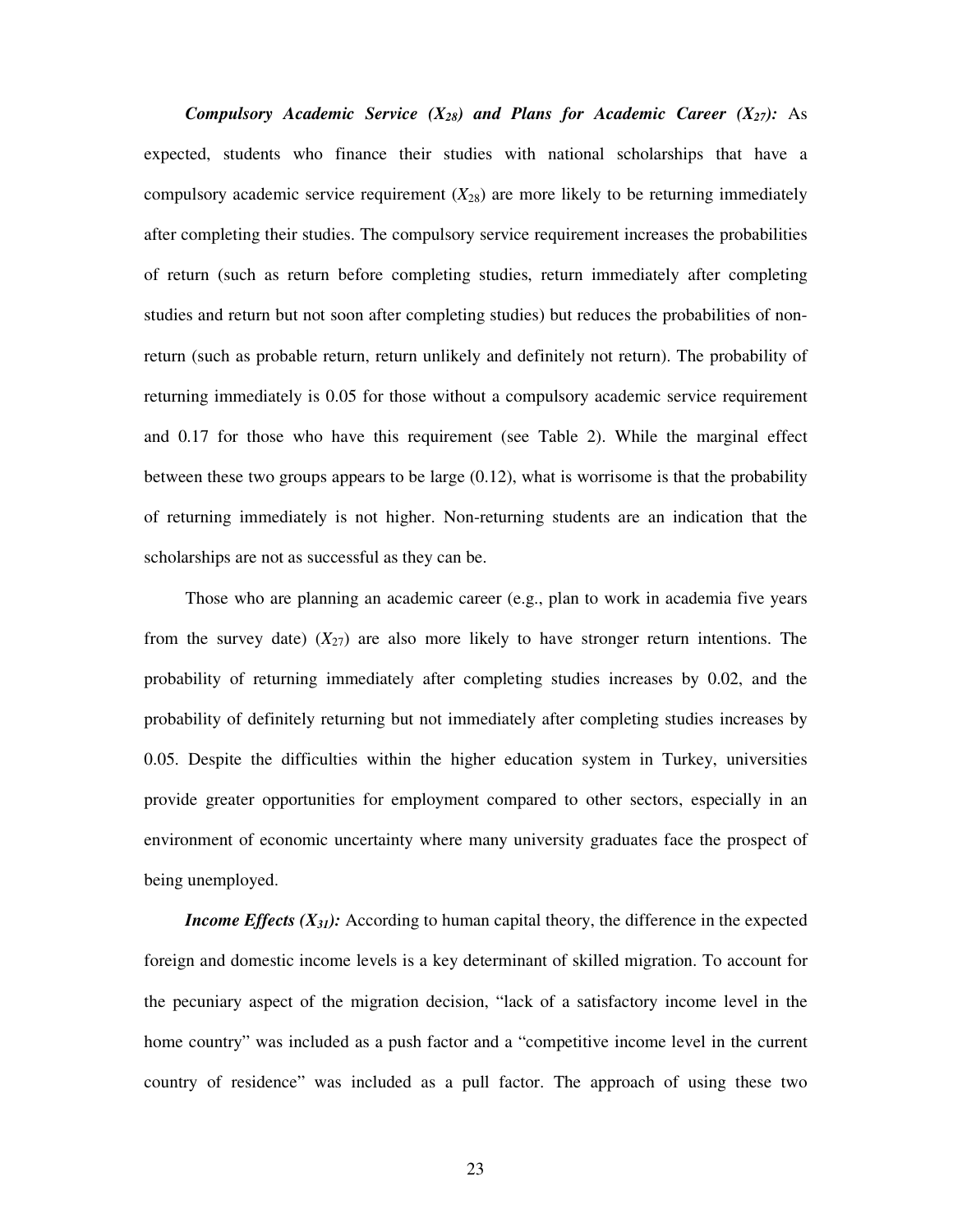***Compulsory Academic Service ($X_{28}$) and Plans for Academic Career ($X_{27}$):*** As expected, students who finance their studies with national scholarships that have a compulsory academic service requirement ($X_{28}$) are more likely to be returning immediately after completing their studies. The compulsory service requirement increases the probabilities of return (such as return before completing studies, return immediately after completing studies and return but not soon after completing studies) but reduces the probabilities of non-return (such as probable return, return unlikely and definitely not return). The probability of returning immediately is 0.05 for those without a compulsory academic service requirement and 0.17 for those who have this requirement (see Table 2). While the marginal effect between these two groups appears to be large (0.12), what is worrisome is that the probability of returning immediately is not higher. Non-returning students are an indication that the scholarships are not as successful as they can be.

Those who are planning an academic career (e.g., plan to work in academia five years from the survey date) ($X_{27}$) are also more likely to have stronger return intentions. The probability of returning immediately after completing studies increases by 0.02, and the probability of definitely returning but not immediately after completing studies increases by 0.05. Despite the difficulties within the higher education system in Turkey, universities provide greater opportunities for employment compared to other sectors, especially in an environment of economic uncertainty where many university graduates face the prospect of being unemployed.

***Income Effects ($X_{31}$):*** According to human capital theory, the difference in the expected foreign and domestic income levels is a key determinant of skilled migration. To account for the pecuniary aspect of the migration decision, "lack of a satisfactory income level in the home country" was included as a push factor and a "competitive income level in the current country of residence" was included as a pull factor. The approach of using these two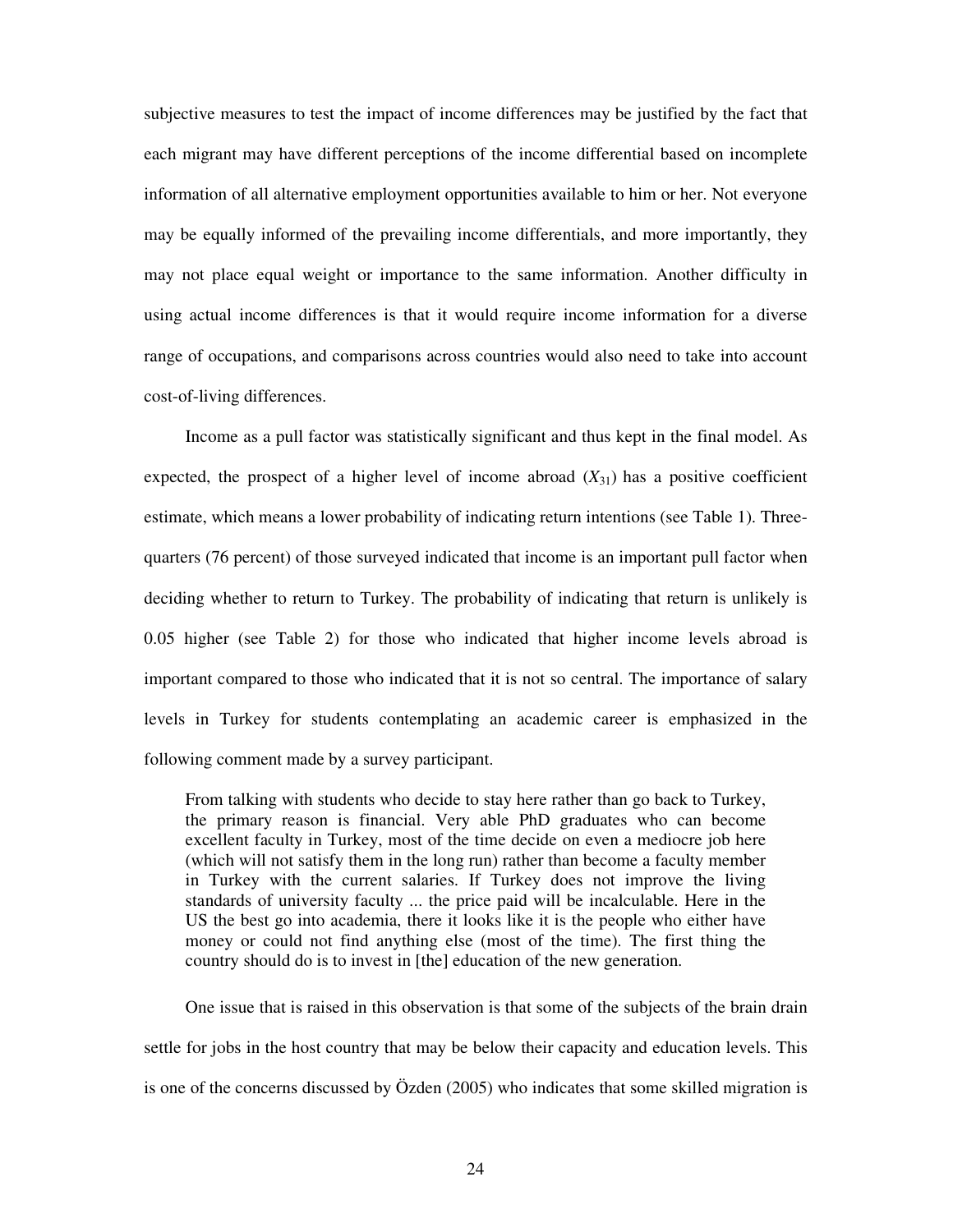subjective measures to test the impact of income differences may be justified by the fact that each migrant may have different perceptions of the income differential based on incomplete information of all alternative employment opportunities available to him or her. Not everyone may be equally informed of the prevailing income differentials, and more importantly, they may not place equal weight or importance to the same information. Another difficulty in using actual income differences is that it would require income information for a diverse range of occupations, and comparisons across countries would also need to take into account cost-of-living differences.

Income as a pull factor was statistically significant and thus kept in the final model. As expected, the prospect of a higher level of income abroad ($X_{31}$) has a positive coefficient estimate, which means a lower probability of indicating return intentions (see Table 1). Three-quarters (76 percent) of those surveyed indicated that income is an important pull factor when deciding whether to return to Turkey. The probability of indicating that return is unlikely is 0.05 higher (see Table 2) for those who indicated that higher income levels abroad is important compared to those who indicated that it is not so central. The importance of salary levels in Turkey for students contemplating an academic career is emphasized in the following comment made by a survey participant.

> From talking with students who decide to stay here rather than go back to Turkey, the primary reason is financial. Very able PhD graduates who can become excellent faculty in Turkey, most of the time decide on even a mediocre job here (which will not satisfy them in the long run) rather than become a faculty member in Turkey with the current salaries. If Turkey does not improve the living standards of university faculty ... the price paid will be incalculable. Here in the US the best go into academia, there it looks like it is the people who either have money or could not find anything else (most of the time). The first thing the country should do is to invest in [the] education of the new generation.

One issue that is raised in this observation is that some of the subjects of the brain drain settle for jobs in the host country that may be below their capacity and education levels. This is one of the concerns discussed by Özden (2005) who indicates that some skilled migration is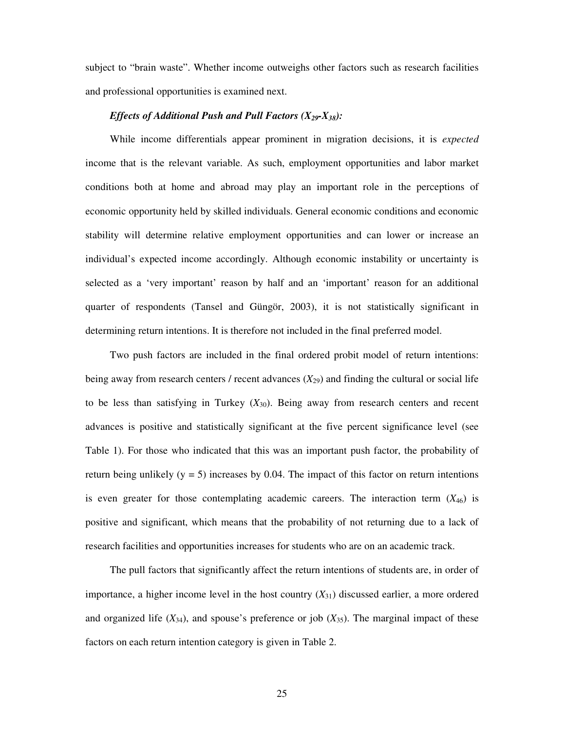subject to "brain waste". Whether income outweighs other factors such as research facilities and professional opportunities is examined next.

***Effects of Additional Push and Pull Factors ($X_{29}$-$X_{38}$):***

While income differentials appear prominent in migration decisions, it is *expected* income that is the relevant variable. As such, employment opportunities and labor market conditions both at home and abroad may play an important role in the perceptions of economic opportunity held by skilled individuals. General economic conditions and economic stability will determine relative employment opportunities and can lower or increase an individual's expected income accordingly. Although economic instability or uncertainty is selected as a 'very important' reason by half and an 'important' reason for an additional quarter of respondents (Tansel and Güngör, 2003), it is not statistically significant in determining return intentions. It is therefore not included in the final preferred model.

Two push factors are included in the final ordered probit model of return intentions: being away from research centers / recent advances ($X_{29}$) and finding the cultural or social life to be less than satisfying in Turkey ($X_{30}$). Being away from research centers and recent advances is positive and statistically significant at the five percent significance level (see Table 1). For those who indicated that this was an important push factor, the probability of return being unlikely ($y = 5$) increases by 0.04. The impact of this factor on return intentions is even greater for those contemplating academic careers. The interaction term ($X_{46}$) is positive and significant, which means that the probability of not returning due to a lack of research facilities and opportunities increases for students who are on an academic track.

The pull factors that significantly affect the return intentions of students are, in order of importance, a higher income level in the host country ($X_{31}$) discussed earlier, a more ordered and organized life ($X_{34}$), and spouse's preference or job ($X_{35}$). The marginal impact of these factors on each return intention category is given in Table 2.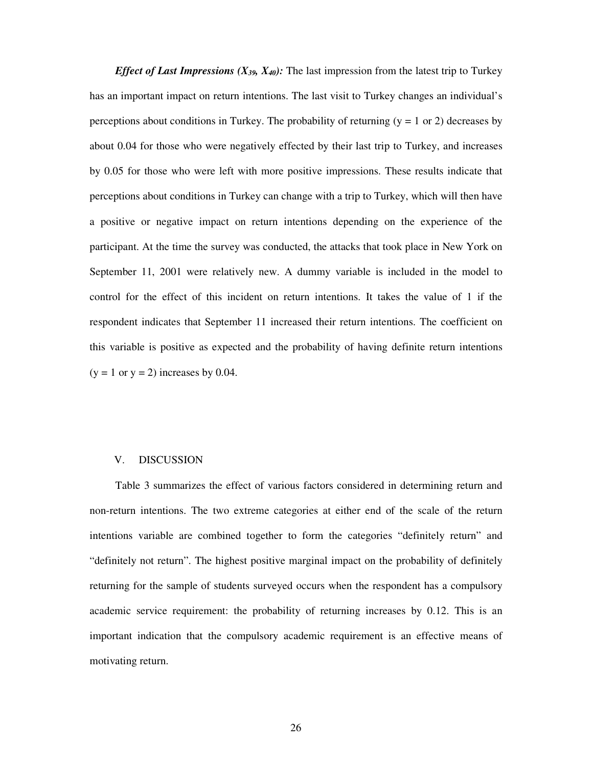***Effect of Last Impressions ($X_{39}$, $X_{40}$):*** The last impression from the latest trip to Turkey has an important impact on return intentions. The last visit to Turkey changes an individual's perceptions about conditions in Turkey. The probability of returning (y = 1 or 2) decreases by about 0.04 for those who were negatively effected by their last trip to Turkey, and increases by 0.05 for those who were left with more positive impressions. These results indicate that perceptions about conditions in Turkey can change with a trip to Turkey, which will then have a positive or negative impact on return intentions depending on the experience of the participant. At the time the survey was conducted, the attacks that took place in New York on September 11, 2001 were relatively new. A dummy variable is included in the model to control for the effect of this incident on return intentions. It takes the value of 1 if the respondent indicates that September 11 increased their return intentions. The coefficient on this variable is positive as expected and the probability of having definite return intentions (y = 1 or y = 2) increases by 0.04.

## V. DISCUSSION

Table 3 summarizes the effect of various factors considered in determining return and non-return intentions. The two extreme categories at either end of the scale of the return intentions variable are combined together to form the categories "definitely return" and "definitely not return". The highest positive marginal impact on the probability of definitely returning for the sample of students surveyed occurs when the respondent has a compulsory academic service requirement: the probability of returning increases by 0.12. This is an important indication that the compulsory academic requirement is an effective means of motivating return.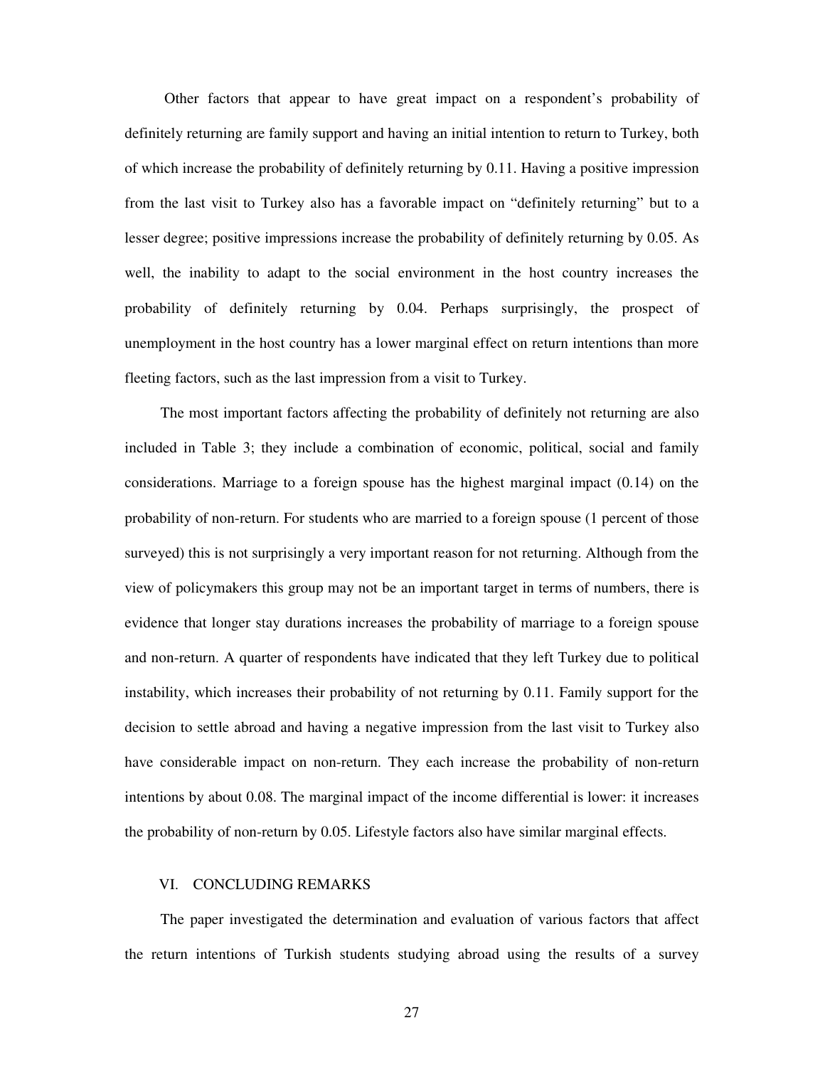Other factors that appear to have great impact on a respondent's probability of definitely returning are family support and having an initial intention to return to Turkey, both of which increase the probability of definitely returning by 0.11. Having a positive impression from the last visit to Turkey also has a favorable impact on "definitely returning" but to a lesser degree; positive impressions increase the probability of definitely returning by 0.05. As well, the inability to adapt to the social environment in the host country increases the probability of definitely returning by 0.04. Perhaps surprisingly, the prospect of unemployment in the host country has a lower marginal effect on return intentions than more fleeting factors, such as the last impression from a visit to Turkey.

The most important factors affecting the probability of definitely not returning are also included in Table 3; they include a combination of economic, political, social and family considerations. Marriage to a foreign spouse has the highest marginal impact (0.14) on the probability of non-return. For students who are married to a foreign spouse (1 percent of those surveyed) this is not surprisingly a very important reason for not returning. Although from the view of policymakers this group may not be an important target in terms of numbers, there is evidence that longer stay durations increases the probability of marriage to a foreign spouse and non-return. A quarter of respondents have indicated that they left Turkey due to political instability, which increases their probability of not returning by 0.11. Family support for the decision to settle abroad and having a negative impression from the last visit to Turkey also have considerable impact on non-return. They each increase the probability of non-return intentions by about 0.08. The marginal impact of the income differential is lower: it increases the probability of non-return by 0.05. Lifestyle factors also have similar marginal effects.

## VI. CONCLUDING REMARKS

The paper investigated the determination and evaluation of various factors that affect the return intentions of Turkish students studying abroad using the results of a survey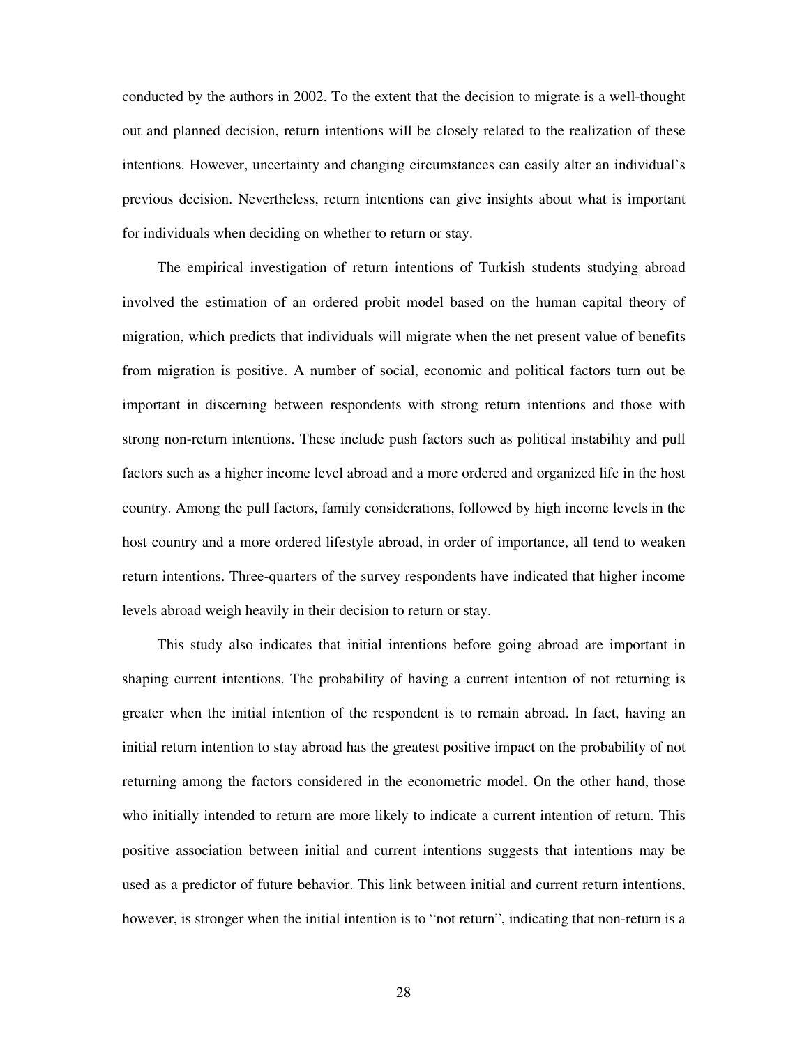conducted by the authors in 2002. To the extent that the decision to migrate is a well-thought out and planned decision, return intentions will be closely related to the realization of these intentions. However, uncertainty and changing circumstances can easily alter an individual's previous decision. Nevertheless, return intentions can give insights about what is important for individuals when deciding on whether to return or stay.

The empirical investigation of return intentions of Turkish students studying abroad involved the estimation of an ordered probit model based on the human capital theory of migration, which predicts that individuals will migrate when the net present value of benefits from migration is positive. A number of social, economic and political factors turn out be important in discerning between respondents with strong return intentions and those with strong non-return intentions. These include push factors such as political instability and pull factors such as a higher income level abroad and a more ordered and organized life in the host country. Among the pull factors, family considerations, followed by high income levels in the host country and a more ordered lifestyle abroad, in order of importance, all tend to weaken return intentions. Three-quarters of the survey respondents have indicated that higher income levels abroad weigh heavily in their decision to return or stay.

This study also indicates that initial intentions before going abroad are important in shaping current intentions. The probability of having a current intention of not returning is greater when the initial intention of the respondent is to remain abroad. In fact, having an initial return intention to stay abroad has the greatest positive impact on the probability of not returning among the factors considered in the econometric model. On the other hand, those who initially intended to return are more likely to indicate a current intention of return. This positive association between initial and current intentions suggests that intentions may be used as a predictor of future behavior. This link between initial and current return intentions, however, is stronger when the initial intention is to "not return", indicating that non-return is a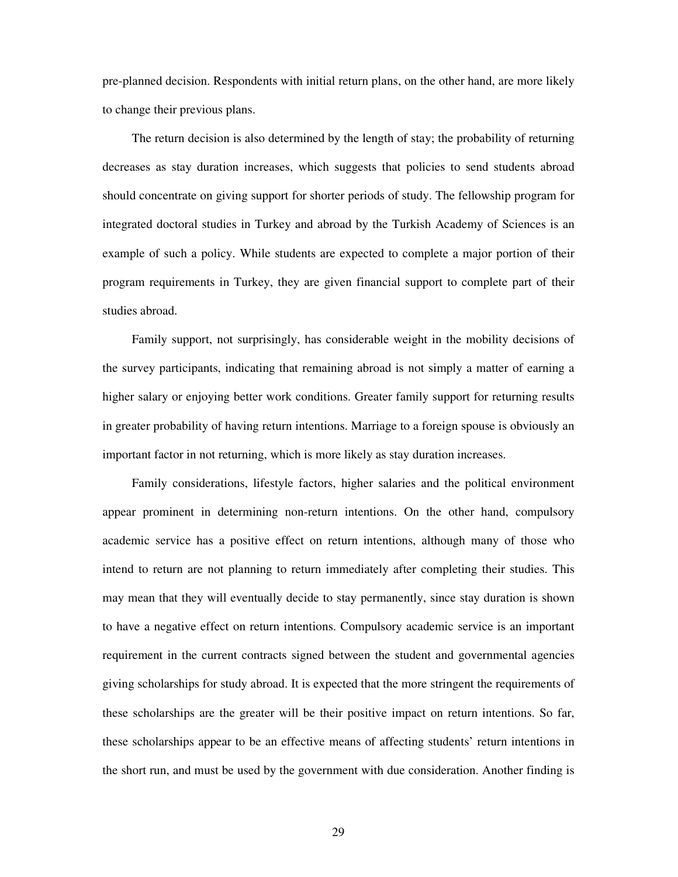pre-planned decision. Respondents with initial return plans, on the other hand, are more likely to change their previous plans.

The return decision is also determined by the length of stay; the probability of returning decreases as stay duration increases, which suggests that policies to send students abroad should concentrate on giving support for shorter periods of study. The fellowship program for integrated doctoral studies in Turkey and abroad by the Turkish Academy of Sciences is an example of such a policy. While students are expected to complete a major portion of their program requirements in Turkey, they are given financial support to complete part of their studies abroad.

Family support, not surprisingly, has considerable weight in the mobility decisions of the survey participants, indicating that remaining abroad is not simply a matter of earning a higher salary or enjoying better work conditions. Greater family support for returning results in greater probability of having return intentions. Marriage to a foreign spouse is obviously an important factor in not returning, which is more likely as stay duration increases.

Family considerations, lifestyle factors, higher salaries and the political environment appear prominent in determining non-return intentions. On the other hand, compulsory academic service has a positive effect on return intentions, although many of those who intend to return are not planning to return immediately after completing their studies. This may mean that they will eventually decide to stay permanently, since stay duration is shown to have a negative effect on return intentions. Compulsory academic service is an important requirement in the current contracts signed between the student and governmental agencies giving scholarships for study abroad. It is expected that the more stringent the requirements of these scholarships are the greater will be their positive impact on return intentions. So far, these scholarships appear to be an effective means of affecting students' return intentions in the short run, and must be used by the government with due consideration. Another finding is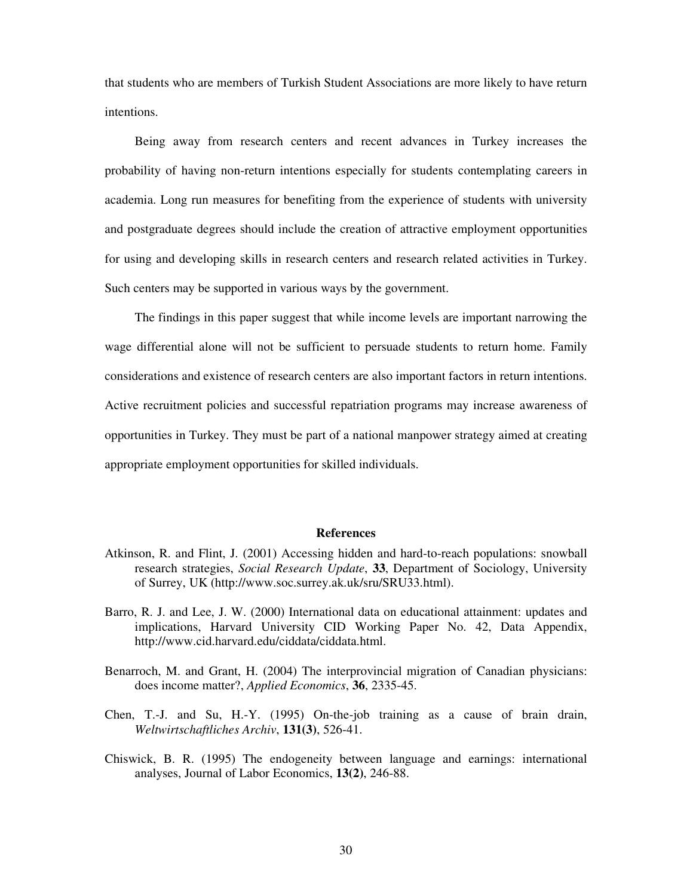that students who are members of Turkish Student Associations are more likely to have return intentions.

Being away from research centers and recent advances in Turkey increases the probability of having non-return intentions especially for students contemplating careers in academia. Long run measures for benefiting from the experience of students with university and postgraduate degrees should include the creation of attractive employment opportunities for using and developing skills in research centers and research related activities in Turkey. Such centers may be supported in various ways by the government.

The findings in this paper suggest that while income levels are important narrowing the wage differential alone will not be sufficient to persuade students to return home. Family considerations and existence of research centers are also important factors in return intentions. Active recruitment policies and successful repatriation programs may increase awareness of opportunities in Turkey. They must be part of a national manpower strategy aimed at creating appropriate employment opportunities for skilled individuals.

## References

Atkinson, R. and Flint, J. (2001) Accessing hidden and hard-to-reach populations: snowball research strategies, *Social Research Update*, **33**, Department of Sociology, University of Surrey, UK (http://www.soc.surrey.ak.uk/sru/SRU33.html).

Barro, R. J. and Lee, J. W. (2000) International data on educational attainment: updates and implications, Harvard University CID Working Paper No. 42, Data Appendix, http://www.cid.harvard.edu/ciddata/ciddata.html.

Benarroch, M. and Grant, H. (2004) The interprovincial migration of Canadian physicians: does income matter?, *Applied Economics*, **36**, 2335-45.

Chen, T.-J. and Su, H.-Y. (1995) On-the-job training as a cause of brain drain, *Weltwirtschaftliches Archiv*, **131(3)**, 526-41.

Chiswick, B. R. (1995) The endogeneity between language and earnings: international analyses, Journal of Labor Economics, **13(2)**, 246-88.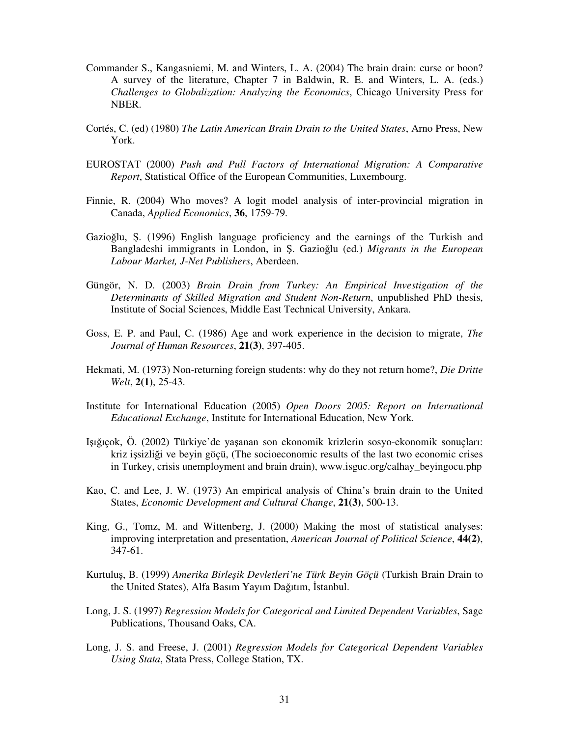Commander S., Kangasniemi, M. and Winters, L. A. (2004) The brain drain: curse or boon? A survey of the literature, Chapter 7 in Baldwin, R. E. and Winters, L. A. (eds.) *Challenges to Globalization: Analyzing the Economics*, Chicago University Press for NBER.

Cortés, C. (ed) (1980) *The Latin American Brain Drain to the United States*, Arno Press, New York.

EUROSTAT (2000) *Push and Pull Factors of International Migration: A Comparative Report*, Statistical Office of the European Communities, Luxembourg.

Finnie, R. (2004) Who moves? A logit model analysis of inter-provincial migration in Canada, *Applied Economics*, **36**, 1759-79.

Gazioğlu, Ş. (1996) English language proficiency and the earnings of the Turkish and Bangladeshi immigrants in London, in Ş. Gazioğlu (ed.) *Migrants in the European Labour Market, J-Net Publishers*, Aberdeen.

Güngör, N. D. (2003) *Brain Drain from Turkey: An Empirical Investigation of the Determinants of Skilled Migration and Student Non-Return*, unpublished PhD thesis, Institute of Social Sciences, Middle East Technical University, Ankara.

Goss, E. P. and Paul, C. (1986) Age and work experience in the decision to migrate, *The Journal of Human Resources*, **21(3)**, 397-405.

Hekmati, M. (1973) Non-returning foreign students: why do they not return home?, *Die Dritte Welt*, **2(1)**, 25-43.

Institute for International Education (2005) *Open Doors 2005: Report on International Educational Exchange*, Institute for International Education, New York.

Işığıçok, Ö. (2002) Türkiye'de yaşanan son ekonomik krizlerin sosyo-ekonomik sonuçları: kriz işsizliği ve beyin göçü, (The socioeconomic results of the last two economic crises in Turkey, crisis unemployment and brain drain), www.isguc.org/calhay_beyingocu.php

Kao, C. and Lee, J. W. (1973) An empirical analysis of China's brain drain to the United States, *Economic Development and Cultural Change*, **21(3)**, 500-13.

King, G., Tomz, M. and Wittenberg, J. (2000) Making the most of statistical analyses: improving interpretation and presentation, *American Journal of Political Science*, **44(2)**, 347-61.

Kurtuluş, B. (1999) *Amerika Birleşik Devletleri'ne Türk Beyin Göçü* (Turkish Brain Drain to the United States), Alfa Basım Yayım Dağıtım, İstanbul.

Long, J. S. (1997) *Regression Models for Categorical and Limited Dependent Variables*, Sage Publications, Thousand Oaks, CA.

Long, J. S. and Freese, J. (2001) *Regression Models for Categorical Dependent Variables Using Stata*, Stata Press, College Station, TX.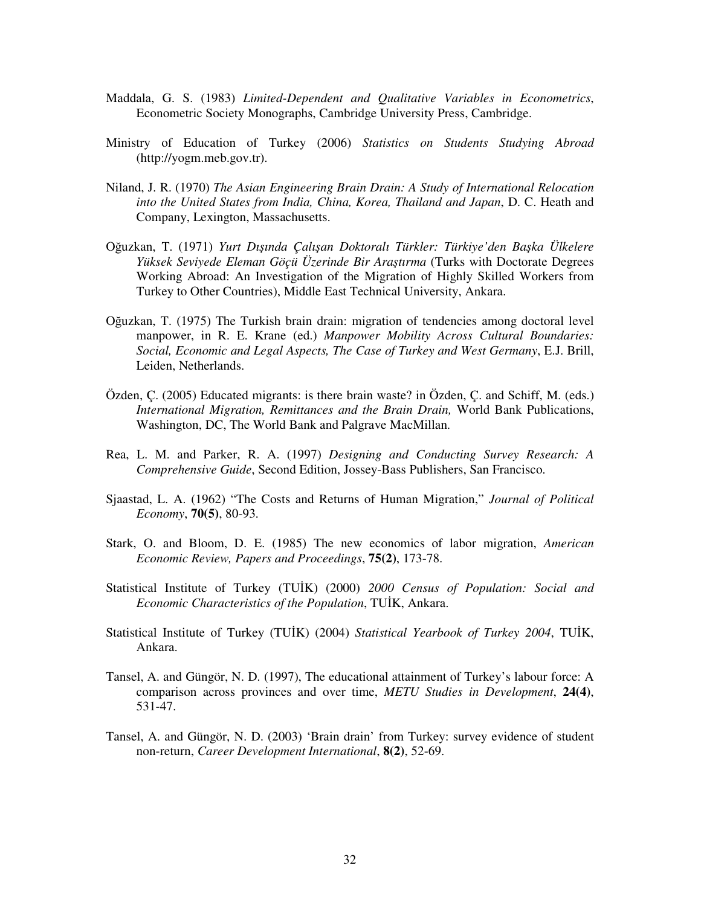Maddala, G. S. (1983) *Limited-Dependent and Qualitative Variables in Econometrics*, Econometric Society Monographs, Cambridge University Press, Cambridge.

Ministry of Education of Turkey (2006) *Statistics on Students Studying Abroad* (http://yogm.meb.gov.tr).

Niland, J. R. (1970) *The Asian Engineering Brain Drain: A Study of International Relocation into the United States from India, China, Korea, Thailand and Japan*, D. C. Heath and Company, Lexington, Massachusetts.

Oğuzkan, T. (1971) *Yurt Dışında Çalışan Doktoralı Türkler: Türkiye'den Başka Ülkelere Yüksek Seviyede Eleman Göçü Üzerinde Bir Araştırma* (Turks with Doctorate Degrees Working Abroad: An Investigation of the Migration of Highly Skilled Workers from Turkey to Other Countries), Middle East Technical University, Ankara.

Oğuzkan, T. (1975) The Turkish brain drain: migration of tendencies among doctoral level manpower, in R. E. Krane (ed.) *Manpower Mobility Across Cultural Boundaries: Social, Economic and Legal Aspects, The Case of Turkey and West Germany*, E.J. Brill, Leiden, Netherlands.

Özden, Ç. (2005) Educated migrants: is there brain waste? in Özden, Ç. and Schiff, M. (eds.) *International Migration, Remittances and the Brain Drain,* World Bank Publications, Washington, DC, The World Bank and Palgrave MacMillan.

Rea, L. M. and Parker, R. A. (1997) *Designing and Conducting Survey Research: A Comprehensive Guide*, Second Edition, Jossey-Bass Publishers, San Francisco.

Sjaastad, L. A. (1962) "The Costs and Returns of Human Migration," *Journal of Political Economy*, **70(5)**, 80-93.

Stark, O. and Bloom, D. E. (1985) The new economics of labor migration, *American Economic Review, Papers and Proceedings*, **75(2)**, 173-78.

Statistical Institute of Turkey (TUİK) (2000) *2000 Census of Population: Social and Economic Characteristics of the Population*, TUİK, Ankara.

Statistical Institute of Turkey (TUİK) (2004) *Statistical Yearbook of Turkey 2004*, TUİK, Ankara.

Tansel, A. and Güngör, N. D. (1997), The educational attainment of Turkey's labour force: A comparison across provinces and over time, *METU Studies in Development*, **24(4)**, 531-47.

Tansel, A. and Güngör, N. D. (2003) 'Brain drain' from Turkey: survey evidence of student non-return, *Career Development International*, **8(2)**, 52-69.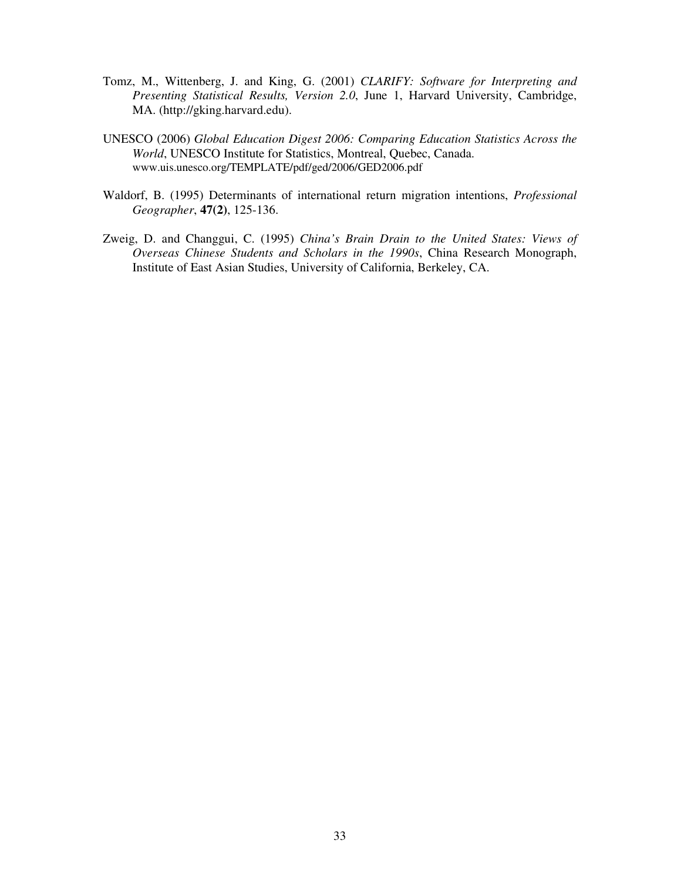Tomz, M., Wittenberg, J. and King, G. (2001) *CLARIFY: Software for Interpreting and Presenting Statistical Results, Version 2.0*, June 1, Harvard University, Cambridge, MA. (http://gking.harvard.edu).

UNESCO (2006) *Global Education Digest 2006: Comparing Education Statistics Across the World*, UNESCO Institute for Statistics, Montreal, Quebec, Canada. www.uis.unesco.org/TEMPLATE/pdf/ged/2006/GED2006.pdf

Waldorf, B. (1995) Determinants of international return migration intentions, *Professional Geographer*, **47(2)**, 125-136.

Zweig, D. and Changgui, C. (1995) *China's Brain Drain to the United States: Views of Overseas Chinese Students and Scholars in the 1990s*, China Research Monograph, Institute of East Asian Studies, University of California, Berkeley, CA.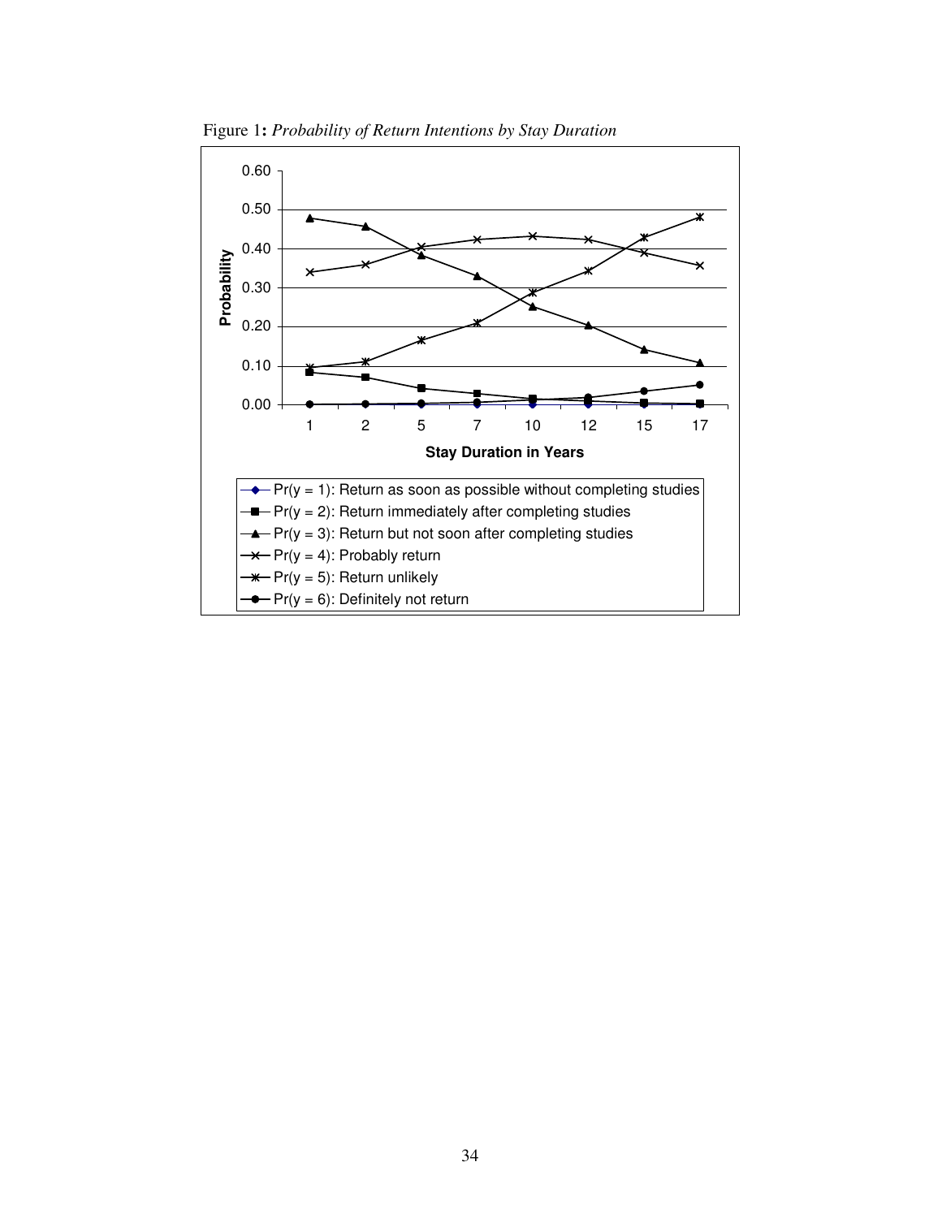Figure 1: *Probability of Return Intentions by Stay Duration*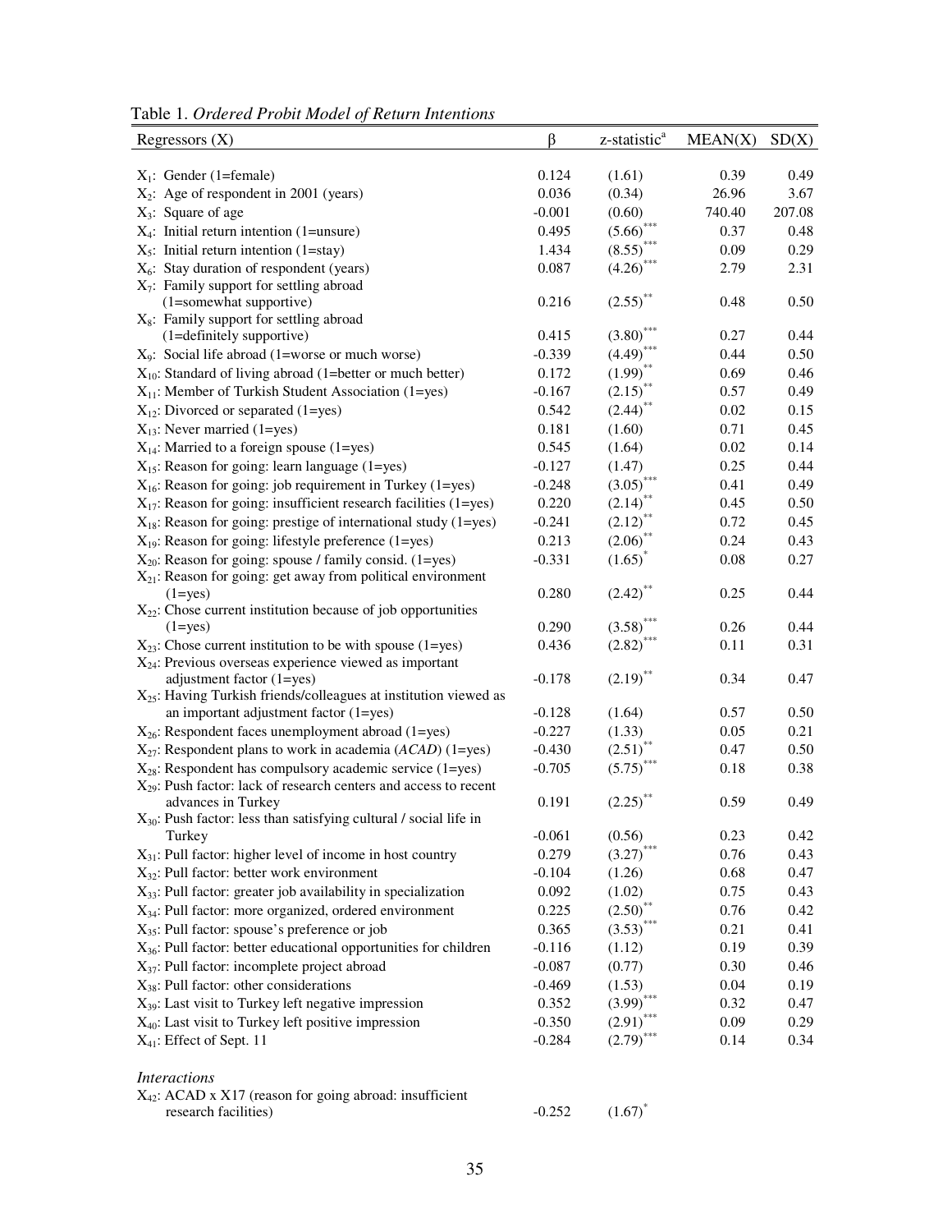Table 1. *Ordered Probit Model of Return Intentions*

| Regressors (X) | β | z-statistic[a] | MEAN(X) | SD(X) |
|---|---|---|---|---|
| $X_1$: Gender (1=female) | 0.124 | (1.61) | 0.39 | 0.49 |
| $X_2$: Age of respondent in 2001 (years) | 0.036 | (0.34) | 26.96 | 3.67 |
| $X_3$: Square of age | -0.001 | (0.60) | 740.40 | 207.08 |
| $X_4$: Initial return intention (1=unsure) | 0.495 | (5.66)*** | 0.37 | 0.48 |
| $X_5$: Initial return intention (1=stay) | 1.434 | (8.55)*** | 0.09 | 0.29 |
| $X_6$: Stay duration of respondent (years) | 0.087 | (4.26)*** | 2.79 | 2.31 |
| $X_7$: Family support for settling abroad (1=somewhat supportive) | 0.216 | (2.55)** | 0.48 | 0.50 |
| $X_8$: Family support for settling abroad (1=definitely supportive) | 0.415 | (3.80)*** | 0.27 | 0.44 |
| $X_9$: Social life abroad (1=worse or much worse) | -0.339 | (4.49)*** | 0.44 | 0.50 |
| $X_{10}$: Standard of living abroad (1=better or much better) | 0.172 | (1.99)** | 0.69 | 0.46 |
| $X_{11}$: Member of Turkish Student Association (1=yes) | -0.167 | (2.15)** | 0.57 | 0.49 |
| $X_{12}$: Divorced or separated (1=yes) | 0.542 | (2.44)** | 0.02 | 0.15 |
| $X_{13}$: Never married (1=yes) | 0.181 | (1.60) | 0.71 | 0.45 |
| $X_{14}$: Married to a foreign spouse (1=yes) | 0.545 | (1.64) | 0.02 | 0.14 |
| $X_{15}$: Reason for going: learn language (1=yes) | -0.127 | (1.47) | 0.25 | 0.44 |
| $X_{16}$: Reason for going: job requirement in Turkey (1=yes) | -0.248 | (3.05)*** | 0.41 | 0.49 |
| $X_{17}$: Reason for going: insufficient research facilities (1=yes) | 0.220 | (2.14)** | 0.45 | 0.50 |
| $X_{18}$: Reason for going: prestige of international study (1=yes) | -0.241 | (2.12)** | 0.72 | 0.45 |
| $X_{19}$: Reason for going: lifestyle preference (1=yes) | 0.213 | (2.06)** | 0.24 | 0.43 |
| $X_{20}$: Reason for going: spouse / family consid. (1=yes) | -0.331 | (1.65)* | 0.08 | 0.27 |
| $X_{21}$: Reason for going: get away from political environment (1=yes) | 0.280 | (2.42)** | 0.25 | 0.44 |
| $X_{22}$: Chose current institution because of job opportunities (1=yes) | 0.290 | (3.58)*** | 0.26 | 0.44 |
| $X_{23}$: Chose current institution to be with spouse (1=yes) | 0.436 | (2.82)*** | 0.11 | 0.31 |
| $X_{24}$: Previous overseas experience viewed as important adjustment factor (1=yes) | -0.178 | (2.19)** | 0.34 | 0.47 |
| $X_{25}$: Having Turkish friends/colleagues at institution viewed as an important adjustment factor (1=yes) | -0.128 | (1.64) | 0.57 | 0.50 |
| $X_{26}$: Respondent faces unemployment abroad (1=yes) | -0.227 | (1.33) | 0.05 | 0.21 |
| $X_{27}$: Respondent plans to work in academia (*ACAD*) (1=yes) | -0.430 | (2.51)** | 0.47 | 0.50 |
| $X_{28}$: Respondent has compulsory academic service (1=yes) | -0.705 | (5.75)*** | 0.18 | 0.38 |
| $X_{29}$: Push factor: lack of research centers and access to recent advances in Turkey | 0.191 | (2.25)** | 0.59 | 0.49 |
| $X_{30}$: Push factor: less than satisfying cultural / social life in Turkey | -0.061 | (0.56) | 0.23 | 0.42 |
| $X_{31}$: Pull factor: higher level of income in host country | 0.279 | (3.27)*** | 0.76 | 0.43 |
| $X_{32}$: Pull factor: better work environment | -0.104 | (1.26) | 0.68 | 0.47 |
| $X_{33}$: Pull factor: greater job availability in specialization | 0.092 | (1.02) | 0.75 | 0.43 |
| $X_{34}$: Pull factor: more organized, ordered environment | 0.225 | (2.50)** | 0.76 | 0.42 |
| $X_{35}$: Pull factor: spouse's preference or job | 0.365 | (3.53)*** | 0.21 | 0.41 |
| $X_{36}$: Pull factor: better educational opportunities for children | -0.116 | (1.12) | 0.19 | 0.39 |
| $X_{37}$: Pull factor: incomplete project abroad | -0.087 | (0.77) | 0.30 | 0.46 |
| $X_{38}$: Pull factor: other considerations | -0.469 | (1.53) | 0.04 | 0.19 |
| $X_{39}$: Last visit to Turkey left negative impression | 0.352 | (3.99)*** | 0.32 | 0.47 |
| $X_{40}$: Last visit to Turkey left positive impression | -0.350 | (2.91)*** | 0.09 | 0.29 |
| $X_{41}$: Effect of Sept. 11 | -0.284 | (2.79)*** | 0.14 | 0.34 |
| *Interactions* | | | | |
| $X_{42}$: ACAD x X17 (reason for going abroad: insufficient research facilities) | -0.252 | (1.67)* | | |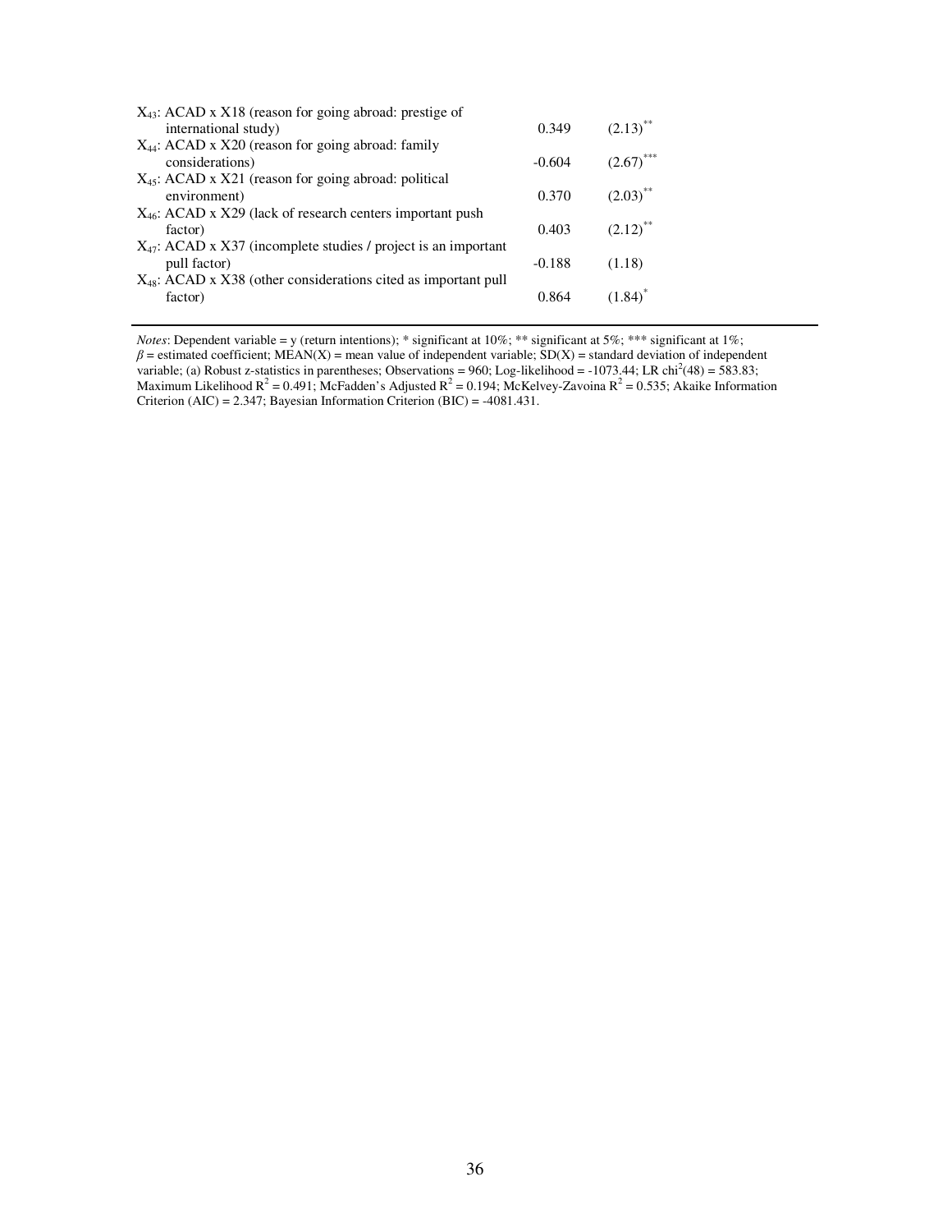| Variable | $\beta$ | z-statistic |
|---|---|---|
| $X_{43}$: ACAD x X18 (reason for going abroad: prestige of international study) | 0.349 | $(2.13)^{**}$ |
| $X_{44}$: ACAD x X20 (reason for going abroad: family considerations) | -0.604 | $(2.67)^{***}$ |
| $X_{45}$: ACAD x X21 (reason for going abroad: political environment) | 0.370 | $(2.03)^{**}$ |
| $X_{46}$: ACAD x X29 (lack of research centers important push factor) | 0.403 | $(2.12)^{**}$ |
| $X_{47}$: ACAD x X37 (incomplete studies / project is an important pull factor) | -0.188 | (1.18) |
| $X_{48}$: ACAD x X38 (other considerations cited as important pull factor) | 0.864 | $(1.84)^{*}$ |

*Notes*: Dependent variable = y (return intentions); * significant at 10%; ** significant at 5%; *** significant at 1%; $\beta$ = estimated coefficient; MEAN(X) = mean value of independent variable; SD(X) = standard deviation of independent variable; (a) Robust z-statistics in parentheses; Observations = 960; Log-likelihood = -1073.44; LR $chi^2(48)$ = 583.83; Maximum Likelihood $R^2$ = 0.491; McFadden's Adjusted $R^2$ = 0.194; McKelvey-Zavoina $R^2$ = 0.535; Akaike Information Criterion (AIC) = 2.347; Bayesian Information Criterion (BIC) = -4081.431.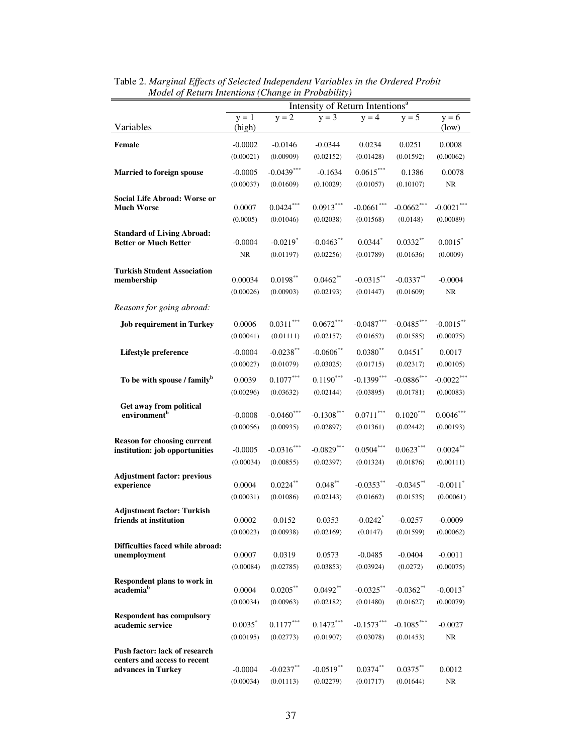Table 2. *Marginal Effects of Selected Independent Variables in the Ordered Probit Model of Return Intentions (Change in Probability)*

| Variables | Intensity of Return Intentions[a] | | | | | |
|---|---|---|---|---|---|---|
| | y = 1 (high) | y = 2 | y = 3 | y = 4 | y = 5 | y = 6 (low) |
| **Female** | -0.0002 | -0.0146 | -0.0344 | 0.0234 | 0.0251 | 0.0008 |
| | (0.00021) | (0.00909) | (0.02152) | (0.01428) | (0.01592) | (0.00062) |
| **Married to foreign spouse** | -0.0005 | -0.0439*** | -0.1634 | 0.0615*** | 0.1386 | 0.0078 |
| | (0.00037) | (0.01609) | (0.10029) | (0.01057) | (0.10107) | NR |
| **Social Life Abroad: Worse or Much Worse** | 0.0007 | 0.0424*** | 0.0913*** | -0.0661*** | -0.0662*** | -0.0021*** |
| | (0.0005) | (0.01046) | (0.02038) | (0.01568) | (0.0148) | (0.00089) |
| **Standard of Living Abroad: Better or Much Better** | -0.0004 | -0.0219* | -0.0463** | 0.0344* | 0.0332** | 0.0015* |
| | NR | (0.01197) | (0.02256) | (0.01789) | (0.01636) | (0.0009) |
| **Turkish Student Association membership** | 0.00034 | 0.0198** | 0.0462** | -0.0315** | -0.0337** | -0.0004 |
| | (0.00026) | (0.00903) | (0.02193) | (0.01447) | (0.01609) | NR |
| *Reasons for going abroad:* | | | | | | |
| **Job requirement in Turkey** | 0.0006 | 0.0311*** | 0.0672*** | -0.0487*** | -0.0485*** | -0.0015** |
| | (0.00041) | (0.01111) | (0.02157) | (0.01652) | (0.01585) | (0.00075) |
| **Lifestyle preference** | -0.0004 | -0.0238** | -0.0606** | 0.0380** | 0.0451* | 0.0017 |
| | (0.00027) | (0.01079) | (0.03025) | (0.01715) | (0.02317) | (0.00105) |
| **To be with spouse / family[b]** | 0.0039 | 0.1077*** | 0.1190*** | -0.1399*** | -0.0886*** | -0.0022*** |
| | (0.00296) | (0.03632) | (0.02144) | (0.03895) | (0.01781) | (0.00083) |
| **Get away from political environment[b]** | -0.0008 | -0.0460*** | -0.1308*** | 0.0711*** | 0.1020*** | 0.0046*** |
| | (0.00056) | (0.00935) | (0.02897) | (0.01361) | (0.02442) | (0.00193) |
| **Reason for choosing current institution: job opportunities** | -0.0005 | -0.0316*** | -0.0829*** | 0.0504*** | 0.0623*** | 0.0024** |
| | (0.00034) | (0.00855) | (0.02397) | (0.01324) | (0.01876) | (0.00111) |
| **Adjustment factor: previous experience** | 0.0004 | 0.0224** | 0.048** | -0.0353** | -0.0345** | -0.0011* |
| | (0.00031) | (0.01086) | (0.02143) | (0.01662) | (0.01535) | (0.00061) |
| **Adjustment factor: Turkish friends at institution** | 0.0002 | 0.0152 | 0.0353 | -0.0242* | -0.0257 | -0.0009 |
| | (0.00023) | (0.00938) | (0.02169) | (0.0147) | (0.01599) | (0.00062) |
| **Difficulties faced while abroad: unemployment** | 0.0007 | 0.0319 | 0.0573 | -0.0485 | -0.0404 | -0.0011 |
| | (0.00084) | (0.02785) | (0.03853) | (0.03924) | (0.0272) | (0.00075) |
| **Respondent plans to work in academia[b]** | 0.0004 | 0.0205** | 0.0492** | -0.0325** | -0.0362** | -0.0013* |
| | (0.00034) | (0.00963) | (0.02182) | (0.01480) | (0.01627) | (0.00079) |
| **Respondent has compulsory academic service** | 0.0035* | 0.1177*** | 0.1472*** | -0.1573*** | -0.1085*** | -0.0027 |
| | (0.00195) | (0.02773) | (0.01907) | (0.03078) | (0.01453) | NR |
| **Push factor: lack of research centers and access to recent advances in Turkey** | -0.0004 | -0.0237** | -0.0519** | 0.0374** | 0.0375** | 0.0012 |
| | (0.00034) | (0.01113) | (0.02279) | (0.01717) | (0.01644) | NR |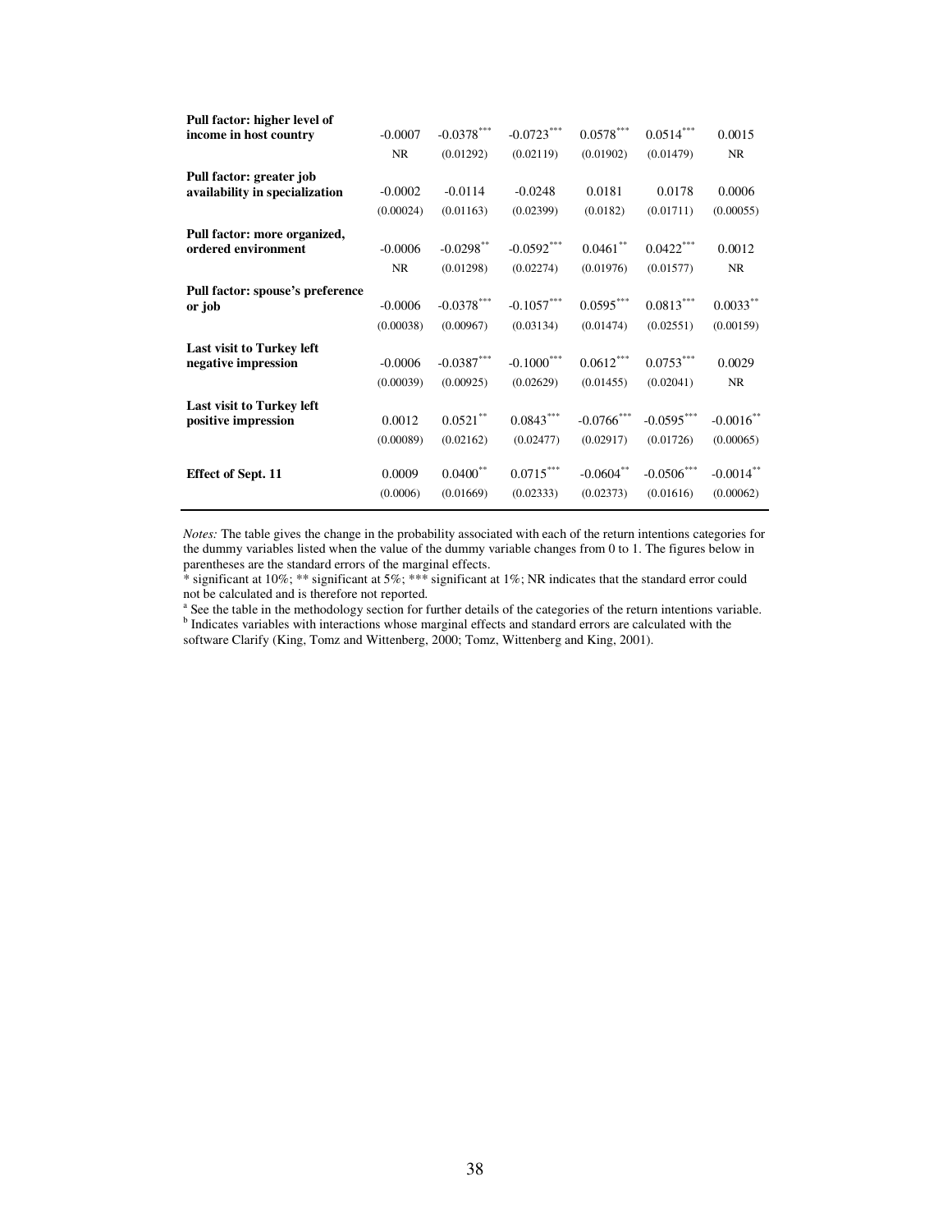| | | | | | | |
|---|---|---|---|---|---|---|
| **Pull factor: higher level of income in host country** | -0.0007 | -0.0378*** | -0.0723*** | 0.0578*** | 0.0514*** | 0.0015 |
| | NR | (0.01292) | (0.02119) | (0.01902) | (0.01479) | NR |
| **Pull factor: greater job availability in specialization** | -0.0002 | -0.0114 | -0.0248 | 0.0181 | 0.0178 | 0.0006 |
| | (0.00024) | (0.01163) | (0.02399) | (0.0182) | (0.01711) | (0.00055) |
| **Pull factor: more organized, ordered environment** | -0.0006 | -0.0298** | -0.0592*** | 0.0461** | 0.0422*** | 0.0012 |
| | NR | (0.01298) | (0.02274) | (0.01976) | (0.01577) | NR |
| **Pull factor: spouse's preference or job** | -0.0006 | -0.0378*** | -0.1057*** | 0.0595*** | 0.0813*** | 0.0033** |
| | (0.00038) | (0.00967) | (0.03134) | (0.01474) | (0.02551) | (0.00159) |
| **Last visit to Turkey left negative impression** | -0.0006 | -0.0387*** | -0.1000*** | 0.0612*** | 0.0753*** | 0.0029 |
| | (0.00039) | (0.00925) | (0.02629) | (0.01455) | (0.02041) | NR |
| **Last visit to Turkey left positive impression** | 0.0012 | 0.0521** | 0.0843*** | -0.0766*** | -0.0595*** | -0.0016** |
| | (0.00089) | (0.02162) | (0.02477) | (0.02917) | (0.01726) | (0.00065) |
| **Effect of Sept. 11** | 0.0009 | 0.0400** | 0.0715*** | -0.0604** | -0.0506*** | -0.0014** |
| | (0.0006) | (0.01669) | (0.02333) | (0.02373) | (0.01616) | (0.00062) |

*Notes:* The table gives the change in the probability associated with each of the return intentions categories for the dummy variables listed when the value of the dummy variable changes from 0 to 1. The figures below in parentheses are the standard errors of the marginal effects.

* significant at 10%; ** significant at 5%; *** significant at 1%; NR indicates that the standard error could not be calculated and is therefore not reported.

[a] See the table in the methodology section for further details of the categories of the return intentions variable.

[b] Indicates variables with interactions whose marginal effects and standard errors are calculated with the software Clarify (King, Tomz and Wittenberg, 2000; Tomz, Wittenberg and King, 2001).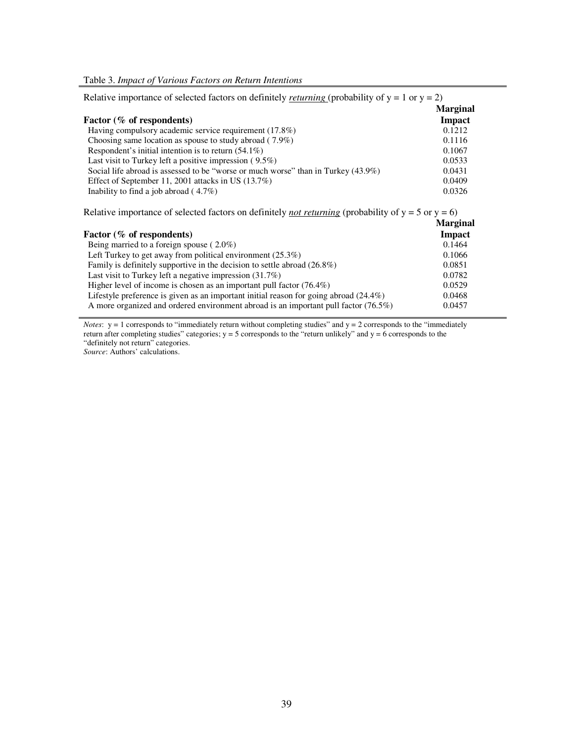Table 3. *Impact of Various Factors on Return Intentions*

Relative importance of selected factors on definitely ***returning*** (probability of y = 1 or y = 2)

| **Factor (% of respondents)** | **Marginal Impact** |
|---|---|
| Having compulsory academic service requirement (17.8%) | 0.1212 |
| Choosing same location as spouse to study abroad ( 7.9%) | 0.1116 |
| Respondent's initial intention is to return (54.1%) | 0.1067 |
| Last visit to Turkey left a positive impression ( 9.5%) | 0.0533 |
| Social life abroad is assessed to be "worse or much worse" than in Turkey (43.9%) | 0.0431 |
| Effect of September 11, 2001 attacks in US (13.7%) | 0.0409 |
| Inability to find a job abroad ( 4.7%) | 0.0326 |

Relative importance of selected factors on definitely ***not returning*** (probability of y = 5 or y = 6)

| **Factor (% of respondents)** | **Marginal Impact** |
|---|---|
| Being married to a foreign spouse ( 2.0%) | 0.1464 |
| Left Turkey to get away from political environment (25.3%) | 0.1066 |
| Family is definitely supportive in the decision to settle abroad (26.8%) | 0.0851 |
| Last visit to Turkey left a negative impression (31.7%) | 0.0782 |
| Higher level of income is chosen as an important pull factor (76.4%) | 0.0529 |
| Lifestyle preference is given as an important initial reason for going abroad (24.4%) | 0.0468 |
| A more organized and ordered environment abroad is an important pull factor (76.5%) | 0.0457 |

*Notes*: y = 1 corresponds to "immediately return without completing studies" and y = 2 corresponds to the "immediately return after completing studies" categories; y = 5 corresponds to the "return unlikely" and y = 6 corresponds to the "definitely not return" categories.
*Source*: Authors' calculations.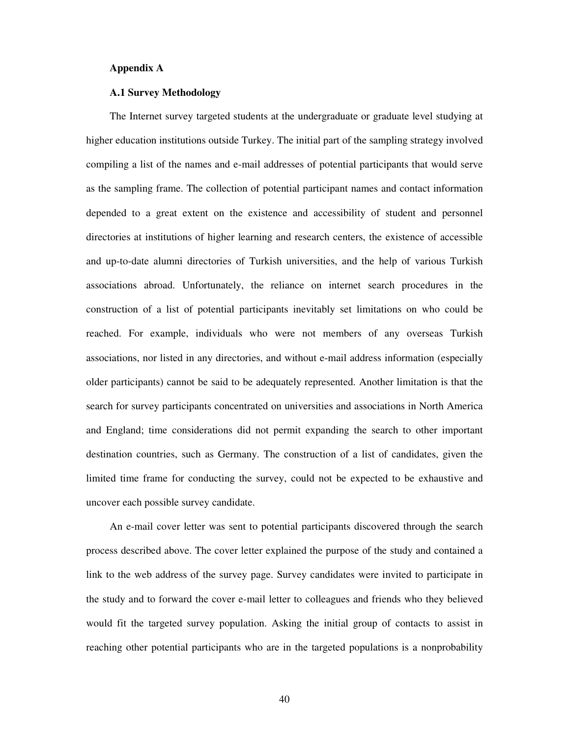**Appendix A**

**A.1 Survey Methodology**

The Internet survey targeted students at the undergraduate or graduate level studying at higher education institutions outside Turkey. The initial part of the sampling strategy involved compiling a list of the names and e-mail addresses of potential participants that would serve as the sampling frame. The collection of potential participant names and contact information depended to a great extent on the existence and accessibility of student and personnel directories at institutions of higher learning and research centers, the existence of accessible and up-to-date alumni directories of Turkish universities, and the help of various Turkish associations abroad. Unfortunately, the reliance on internet search procedures in the construction of a list of potential participants inevitably set limitations on who could be reached. For example, individuals who were not members of any overseas Turkish associations, nor listed in any directories, and without e-mail address information (especially older participants) cannot be said to be adequately represented. Another limitation is that the search for survey participants concentrated on universities and associations in North America and England; time considerations did not permit expanding the search to other important destination countries, such as Germany. The construction of a list of candidates, given the limited time frame for conducting the survey, could not be expected to be exhaustive and uncover each possible survey candidate.

An e-mail cover letter was sent to potential participants discovered through the search process described above. The cover letter explained the purpose of the study and contained a link to the web address of the survey page. Survey candidates were invited to participate in the study and to forward the cover e-mail letter to colleagues and friends who they believed would fit the targeted survey population. Asking the initial group of contacts to assist in reaching other potential participants who are in the targeted populations is a nonprobability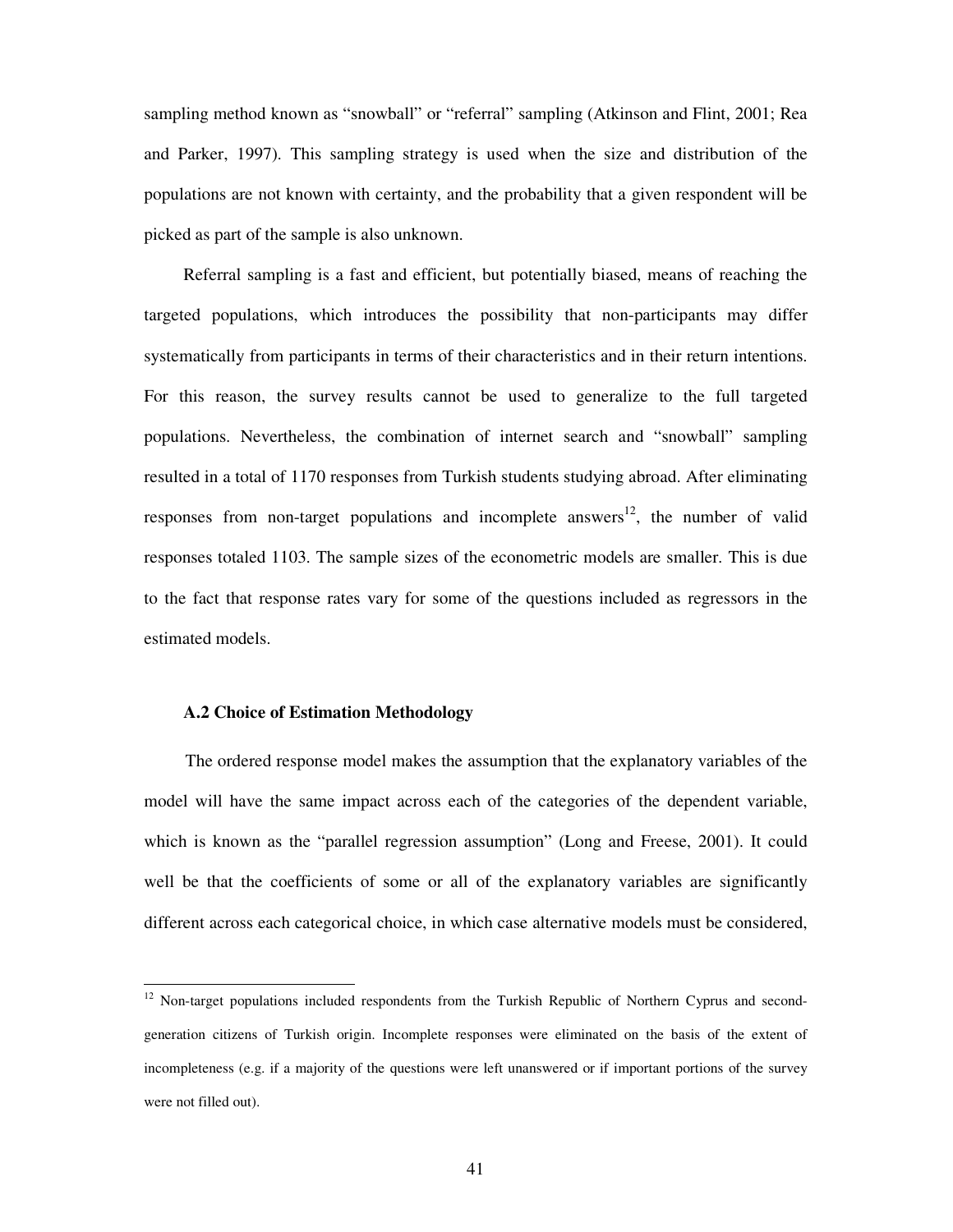sampling method known as "snowball" or "referral" sampling (Atkinson and Flint, 2001; Rea and Parker, 1997). This sampling strategy is used when the size and distribution of the populations are not known with certainty, and the probability that a given respondent will be picked as part of the sample is also unknown.

Referral sampling is a fast and efficient, but potentially biased, means of reaching the targeted populations, which introduces the possibility that non-participants may differ systematically from participants in terms of their characteristics and in their return intentions. For this reason, the survey results cannot be used to generalize to the full targeted populations. Nevertheless, the combination of internet search and "snowball" sampling resulted in a total of 1170 responses from Turkish students studying abroad. After eliminating responses from non-target populations and incomplete answers[12], the number of valid responses totaled 1103. The sample sizes of the econometric models are smaller. This is due to the fact that response rates vary for some of the questions included as regressors in the estimated models.

### A.2 Choice of Estimation Methodology

The ordered response model makes the assumption that the explanatory variables of the model will have the same impact across each of the categories of the dependent variable, which is known as the "parallel regression assumption" (Long and Freese, 2001). It could well be that the coefficients of some or all of the explanatory variables are significantly different across each categorical choice, in which case alternative models must be considered,

---

[12] Non-target populations included respondents from the Turkish Republic of Northern Cyprus and second-generation citizens of Turkish origin. Incomplete responses were eliminated on the basis of the extent of incompleteness (e.g. if a majority of the questions were left unanswered or if important portions of the survey were not filled out).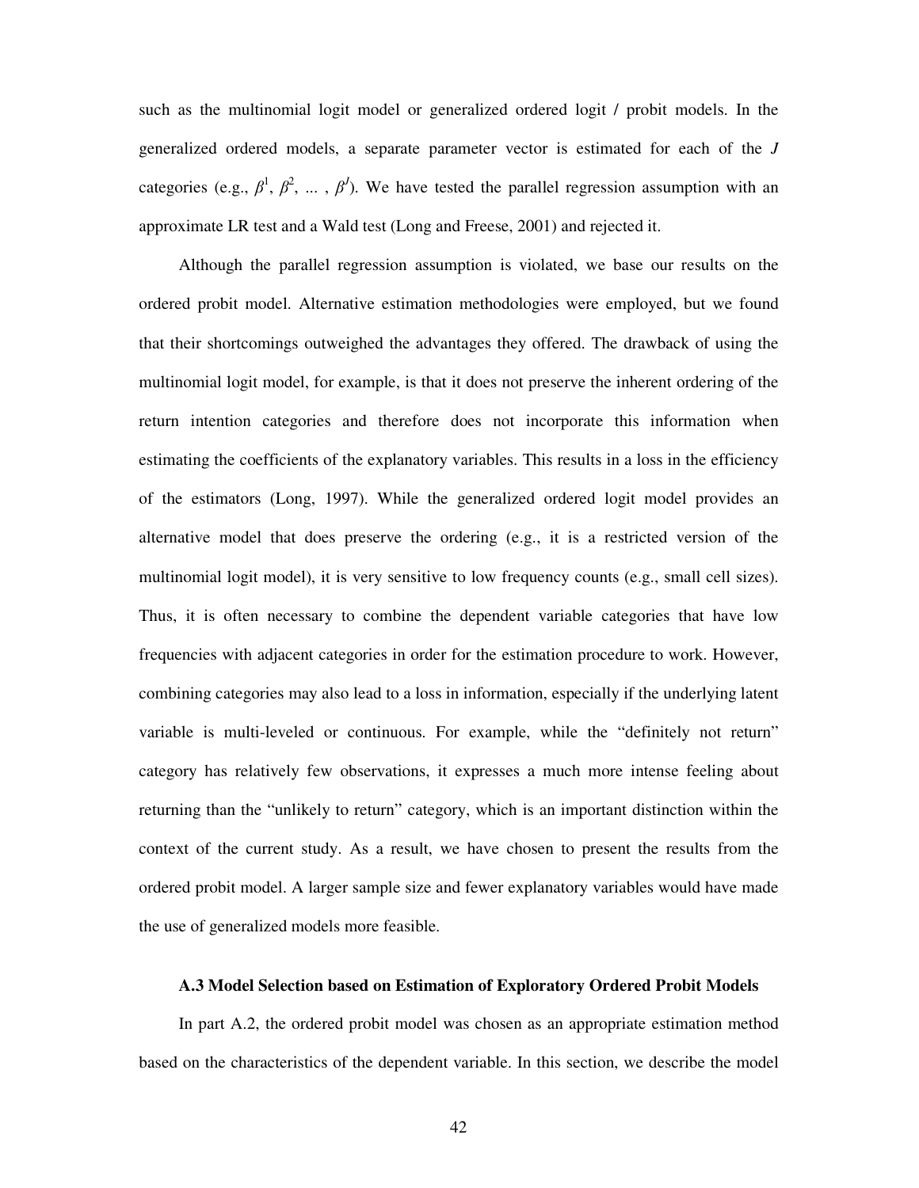such as the multinomial logit model or generalized ordered logit / probit models. In the generalized ordered models, a separate parameter vector is estimated for each of the $J$ categories (e.g., $\beta^1$, $\beta^2$, ... , $\beta^J$). We have tested the parallel regression assumption with an approximate LR test and a Wald test (Long and Freese, 2001) and rejected it.

Although the parallel regression assumption is violated, we base our results on the ordered probit model. Alternative estimation methodologies were employed, but we found that their shortcomings outweighed the advantages they offered. The drawback of using the multinomial logit model, for example, is that it does not preserve the inherent ordering of the return intention categories and therefore does not incorporate this information when estimating the coefficients of the explanatory variables. This results in a loss in the efficiency of the estimators (Long, 1997). While the generalized ordered logit model provides an alternative model that does preserve the ordering (e.g., it is a restricted version of the multinomial logit model), it is very sensitive to low frequency counts (e.g., small cell sizes). Thus, it is often necessary to combine the dependent variable categories that have low frequencies with adjacent categories in order for the estimation procedure to work. However, combining categories may also lead to a loss in information, especially if the underlying latent variable is multi-leveled or continuous. For example, while the "definitely not return" category has relatively few observations, it expresses a much more intense feeling about returning than the "unlikely to return" category, which is an important distinction within the context of the current study. As a result, we have chosen to present the results from the ordered probit model. A larger sample size and fewer explanatory variables would have made the use of generalized models more feasible.

### A.3 Model Selection based on Estimation of Exploratory Ordered Probit Models

In part A.2, the ordered probit model was chosen as an appropriate estimation method based on the characteristics of the dependent variable. In this section, we describe the model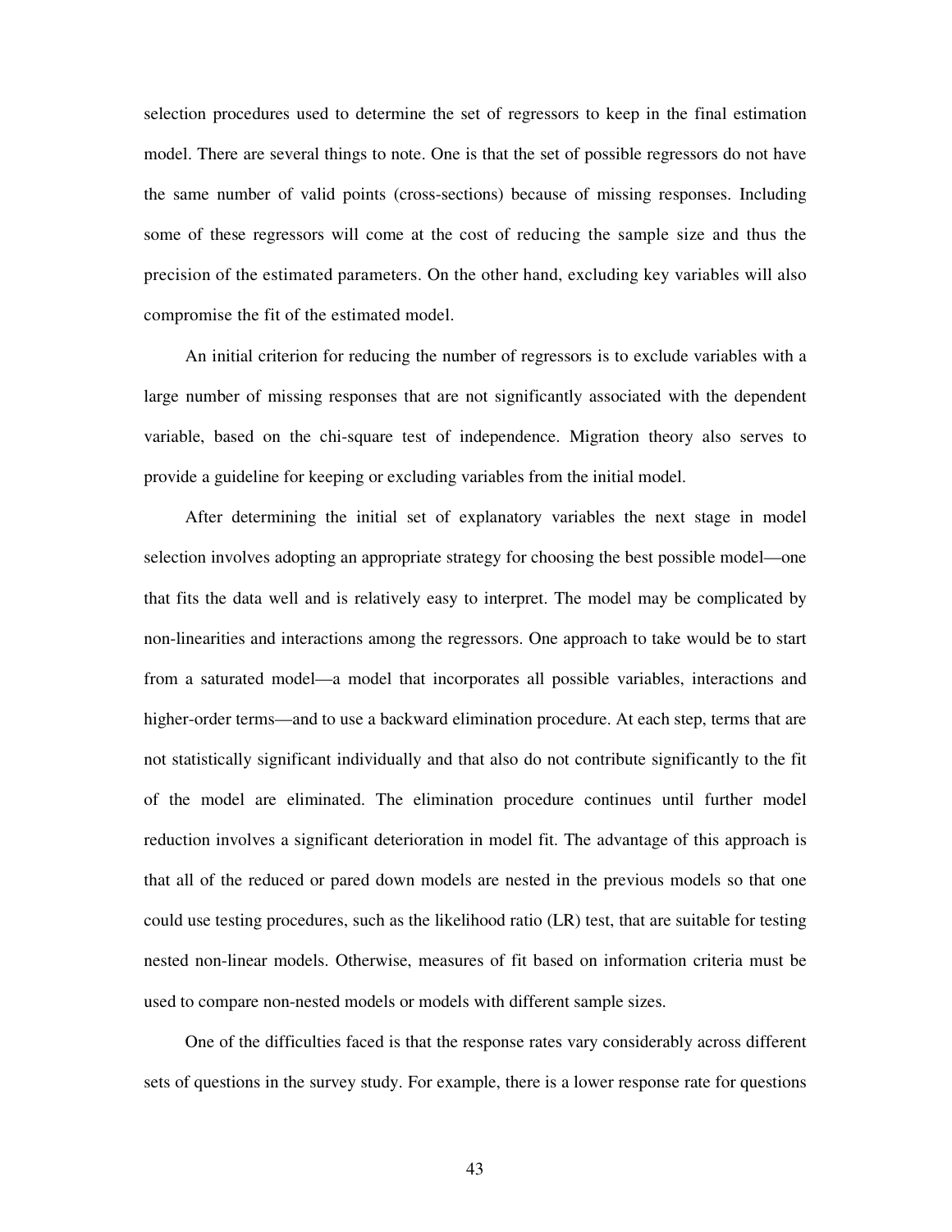selection procedures used to determine the set of regressors to keep in the final estimation model. There are several things to note. One is that the set of possible regressors do not have the same number of valid points (cross-sections) because of missing responses. Including some of these regressors will come at the cost of reducing the sample size and thus the precision of the estimated parameters. On the other hand, excluding key variables will also compromise the fit of the estimated model.

An initial criterion for reducing the number of regressors is to exclude variables with a large number of missing responses that are not significantly associated with the dependent variable, based on the chi-square test of independence. Migration theory also serves to provide a guideline for keeping or excluding variables from the initial model.

After determining the initial set of explanatory variables the next stage in model selection involves adopting an appropriate strategy for choosing the best possible model—one that fits the data well and is relatively easy to interpret. The model may be complicated by non-linearities and interactions among the regressors. One approach to take would be to start from a saturated model—a model that incorporates all possible variables, interactions and higher-order terms—and to use a backward elimination procedure. At each step, terms that are not statistically significant individually and that also do not contribute significantly to the fit of the model are eliminated. The elimination procedure continues until further model reduction involves a significant deterioration in model fit. The advantage of this approach is that all of the reduced or pared down models are nested in the previous models so that one could use testing procedures, such as the likelihood ratio (LR) test, that are suitable for testing nested non-linear models. Otherwise, measures of fit based on information criteria must be used to compare non-nested models or models with different sample sizes.

One of the difficulties faced is that the response rates vary considerably across different sets of questions in the survey study. For example, there is a lower response rate for questions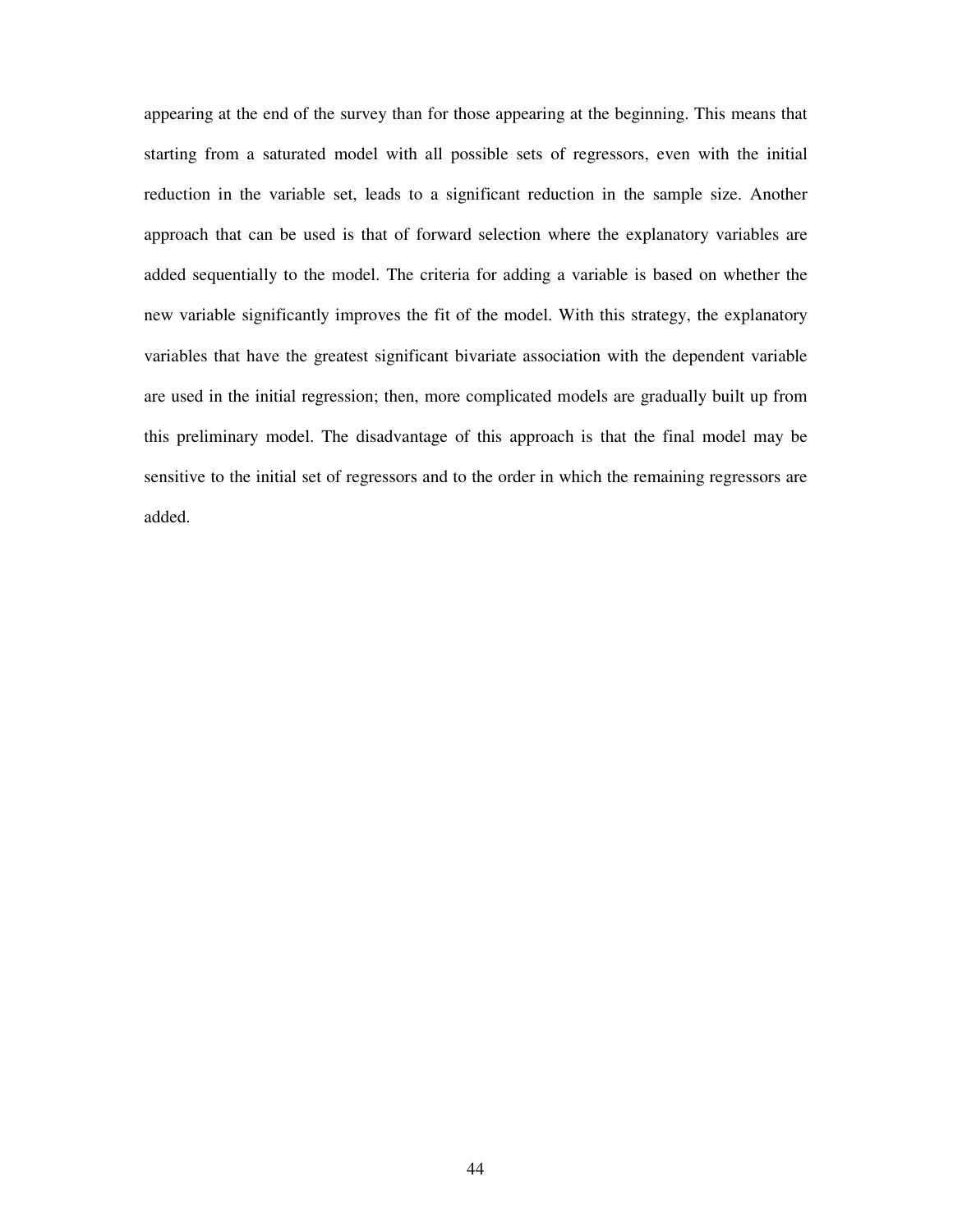appearing at the end of the survey than for those appearing at the beginning. This means that starting from a saturated model with all possible sets of regressors, even with the initial reduction in the variable set, leads to a significant reduction in the sample size. Another approach that can be used is that of forward selection where the explanatory variables are added sequentially to the model. The criteria for adding a variable is based on whether the new variable significantly improves the fit of the model. With this strategy, the explanatory variables that have the greatest significant bivariate association with the dependent variable are used in the initial regression; then, more complicated models are gradually built up from this preliminary model. The disadvantage of this approach is that the final model may be sensitive to the initial set of regressors and to the order in which the remaining regressors are added.